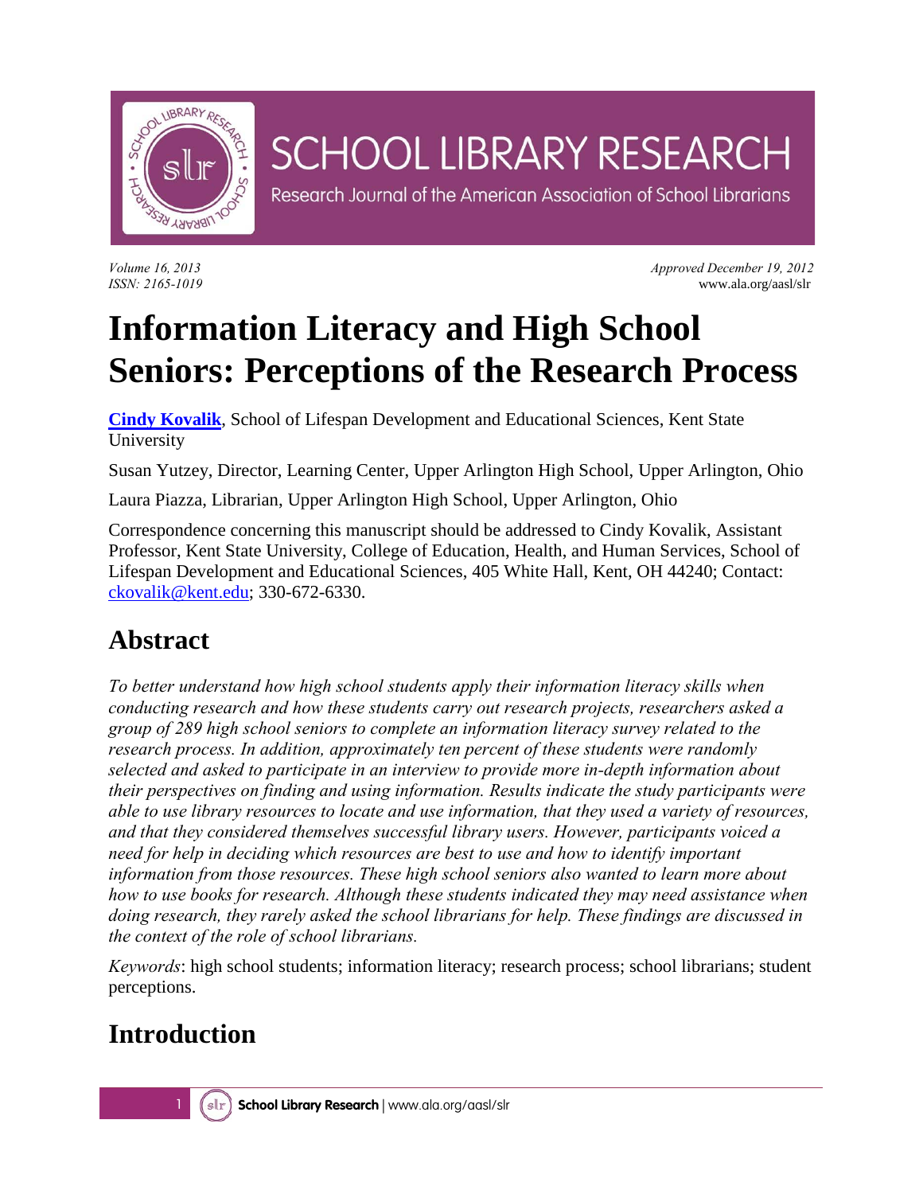SCHOOL LIBRARY RESEARCH

Research Journal of the American Association of School Librarians

*Volume 16, 2013*
*ISSN: 2165-1019*

*Approved December 19, 2012*
www.ala.org/aasl/slr

# Information Literacy and High School Seniors: Perceptions of the Research Process

**Cindy Kovalik**, School of Lifespan Development and Educational Sciences, Kent State University

Susan Yutzey, Director, Learning Center, Upper Arlington High School, Upper Arlington, Ohio

Laura Piazza, Librarian, Upper Arlington High School, Upper Arlington, Ohio

Correspondence concerning this manuscript should be addressed to Cindy Kovalik, Assistant Professor, Kent State University, College of Education, Health, and Human Services, School of Lifespan Development and Educational Sciences, 405 White Hall, Kent, OH 44240; Contact: ckovalik@kent.edu; 330-672-6330.

## Abstract

*To better understand how high school students apply their information literacy skills when conducting research and how these students carry out research projects, researchers asked a group of 289 high school seniors to complete an information literacy survey related to the research process. In addition, approximately ten percent of these students were randomly selected and asked to participate in an interview to provide more in-depth information about their perspectives on finding and using information. Results indicate the study participants were able to use library resources to locate and use information, that they used a variety of resources, and that they considered themselves successful library users. However, participants voiced a need for help in deciding which resources are best to use and how to identify important information from those resources. These high school seniors also wanted to learn more about how to use books for research. Although these students indicated they may need assistance when doing research, they rarely asked the school librarians for help. These findings are discussed in the context of the role of school librarians.*

*Keywords*: high school students; information literacy; research process; school librarians; student perceptions.

## Introduction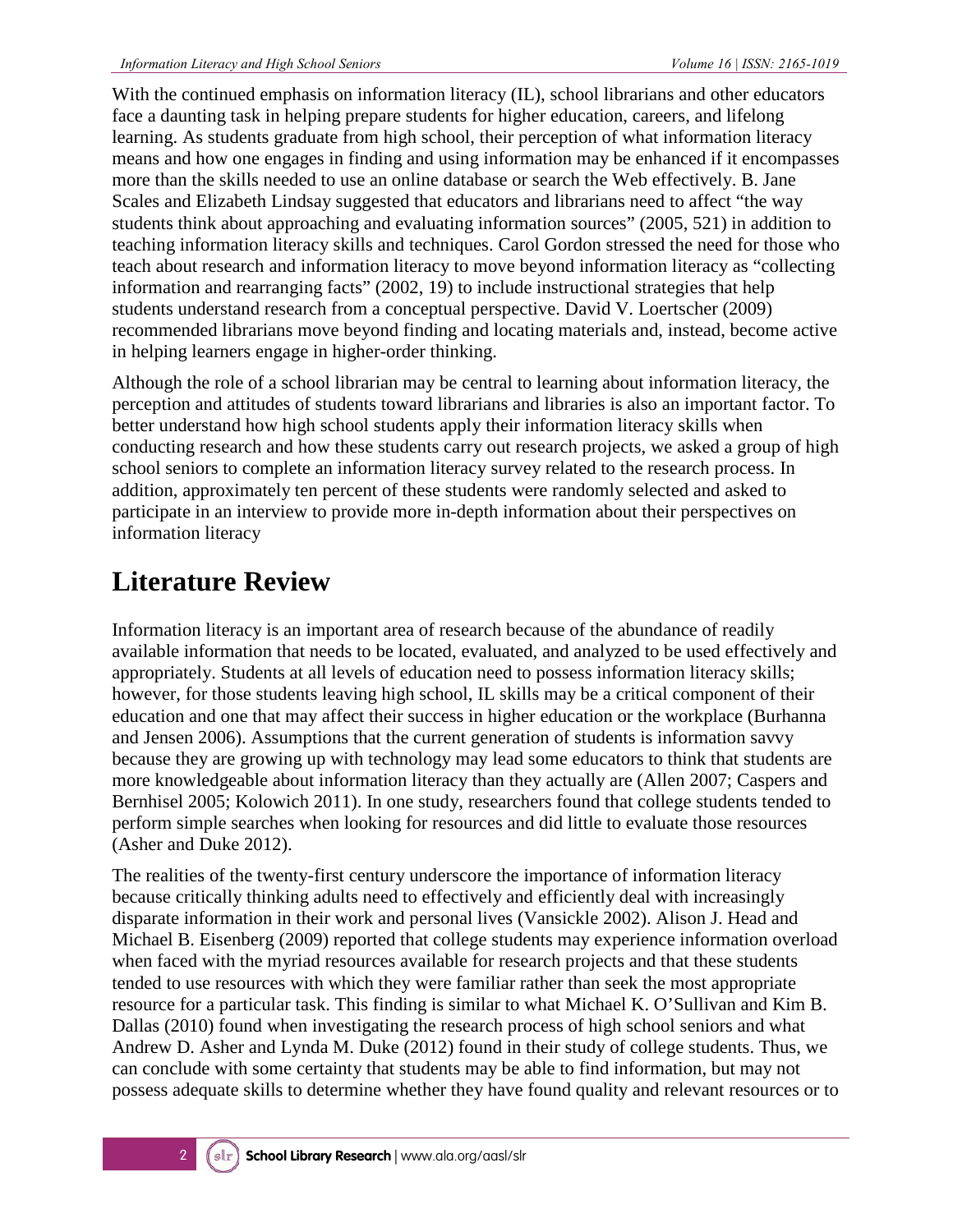With the continued emphasis on information literacy (IL), school librarians and other educators face a daunting task in helping prepare students for higher education, careers, and lifelong learning. As students graduate from high school, their perception of what information literacy means and how one engages in finding and using information may be enhanced if it encompasses more than the skills needed to use an online database or search the Web effectively. B. Jane Scales and Elizabeth Lindsay suggested that educators and librarians need to affect "the way students think about approaching and evaluating information sources" (2005, 521) in addition to teaching information literacy skills and techniques. Carol Gordon stressed the need for those who teach about research and information literacy to move beyond information literacy as "collecting information and rearranging facts" (2002, 19) to include instructional strategies that help students understand research from a conceptual perspective. David V. Loertscher (2009) recommended librarians move beyond finding and locating materials and, instead, become active in helping learners engage in higher-order thinking.

Although the role of a school librarian may be central to learning about information literacy, the perception and attitudes of students toward librarians and libraries is also an important factor. To better understand how high school students apply their information literacy skills when conducting research and how these students carry out research projects, we asked a group of high school seniors to complete an information literacy survey related to the research process. In addition, approximately ten percent of these students were randomly selected and asked to participate in an interview to provide more in-depth information about their perspectives on information literacy

# Literature Review

Information literacy is an important area of research because of the abundance of readily available information that needs to be located, evaluated, and analyzed to be used effectively and appropriately. Students at all levels of education need to possess information literacy skills; however, for those students leaving high school, IL skills may be a critical component of their education and one that may affect their success in higher education or the workplace (Burhanna and Jensen 2006). Assumptions that the current generation of students is information savvy because they are growing up with technology may lead some educators to think that students are more knowledgeable about information literacy than they actually are (Allen 2007; Caspers and Bernhisel 2005; Kolowich 2011). In one study, researchers found that college students tended to perform simple searches when looking for resources and did little to evaluate those resources (Asher and Duke 2012).

The realities of the twenty-first century underscore the importance of information literacy because critically thinking adults need to effectively and efficiently deal with increasingly disparate information in their work and personal lives (Vansickle 2002). Alison J. Head and Michael B. Eisenberg (2009) reported that college students may experience information overload when faced with the myriad resources available for research projects and that these students tended to use resources with which they were familiar rather than seek the most appropriate resource for a particular task. This finding is similar to what Michael K. O'Sullivan and Kim B. Dallas (2010) found when investigating the research process of high school seniors and what Andrew D. Asher and Lynda M. Duke (2012) found in their study of college students. Thus, we can conclude with some certainty that students may be able to find information, but may not possess adequate skills to determine whether they have found quality and relevant resources or to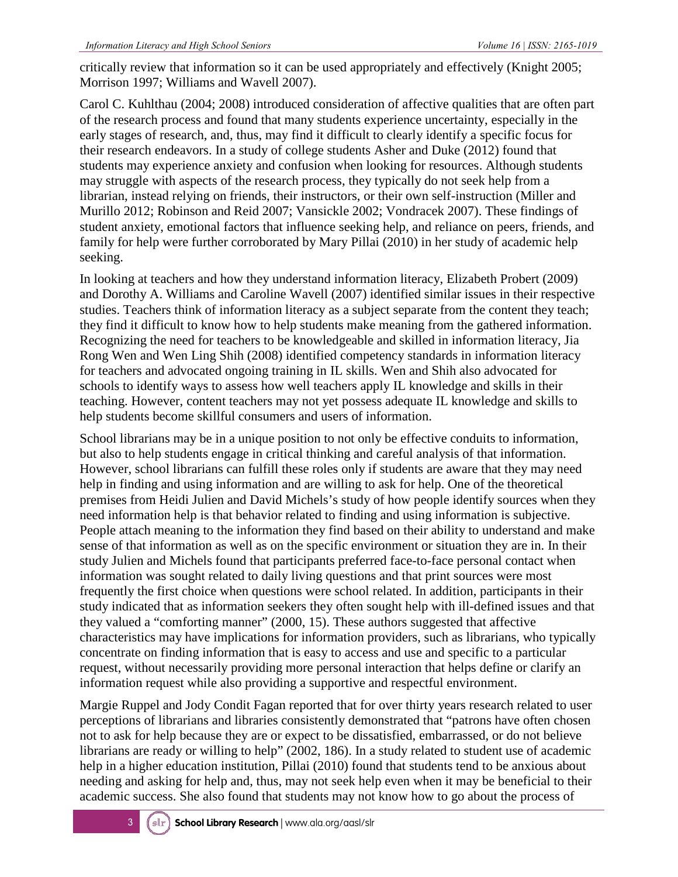critically review that information so it can be used appropriately and effectively (Knight 2005; Morrison 1997; Williams and Wavell 2007).

Carol C. Kuhlthau (2004; 2008) introduced consideration of affective qualities that are often part of the research process and found that many students experience uncertainty, especially in the early stages of research, and, thus, may find it difficult to clearly identify a specific focus for their research endeavors. In a study of college students Asher and Duke (2012) found that students may experience anxiety and confusion when looking for resources. Although students may struggle with aspects of the research process, they typically do not seek help from a librarian, instead relying on friends, their instructors, or their own self-instruction (Miller and Murillo 2012; Robinson and Reid 2007; Vansickle 2002; Vondracek 2007). These findings of student anxiety, emotional factors that influence seeking help, and reliance on peers, friends, and family for help were further corroborated by Mary Pillai (2010) in her study of academic help seeking.

In looking at teachers and how they understand information literacy, Elizabeth Probert (2009) and Dorothy A. Williams and Caroline Wavell (2007) identified similar issues in their respective studies. Teachers think of information literacy as a subject separate from the content they teach; they find it difficult to know how to help students make meaning from the gathered information. Recognizing the need for teachers to be knowledgeable and skilled in information literacy, Jia Rong Wen and Wen Ling Shih (2008) identified competency standards in information literacy for teachers and advocated ongoing training in IL skills. Wen and Shih also advocated for schools to identify ways to assess how well teachers apply IL knowledge and skills in their teaching. However, content teachers may not yet possess adequate IL knowledge and skills to help students become skillful consumers and users of information.

School librarians may be in a unique position to not only be effective conduits to information, but also to help students engage in critical thinking and careful analysis of that information. However, school librarians can fulfill these roles only if students are aware that they may need help in finding and using information and are willing to ask for help. One of the theoretical premises from Heidi Julien and David Michels's study of how people identify sources when they need information help is that behavior related to finding and using information is subjective. People attach meaning to the information they find based on their ability to understand and make sense of that information as well as on the specific environment or situation they are in. In their study Julien and Michels found that participants preferred face-to-face personal contact when information was sought related to daily living questions and that print sources were most frequently the first choice when questions were school related. In addition, participants in their study indicated that as information seekers they often sought help with ill-defined issues and that they valued a "comforting manner" (2000, 15). These authors suggested that affective characteristics may have implications for information providers, such as librarians, who typically concentrate on finding information that is easy to access and use and specific to a particular request, without necessarily providing more personal interaction that helps define or clarify an information request while also providing a supportive and respectful environment.

Margie Ruppel and Jody Condit Fagan reported that for over thirty years research related to user perceptions of librarians and libraries consistently demonstrated that "patrons have often chosen not to ask for help because they are or expect to be dissatisfied, embarrassed, or do not believe librarians are ready or willing to help" (2002, 186). In a study related to student use of academic help in a higher education institution, Pillai (2010) found that students tend to be anxious about needing and asking for help and, thus, may not seek help even when it may be beneficial to their academic success. She also found that students may not know how to go about the process of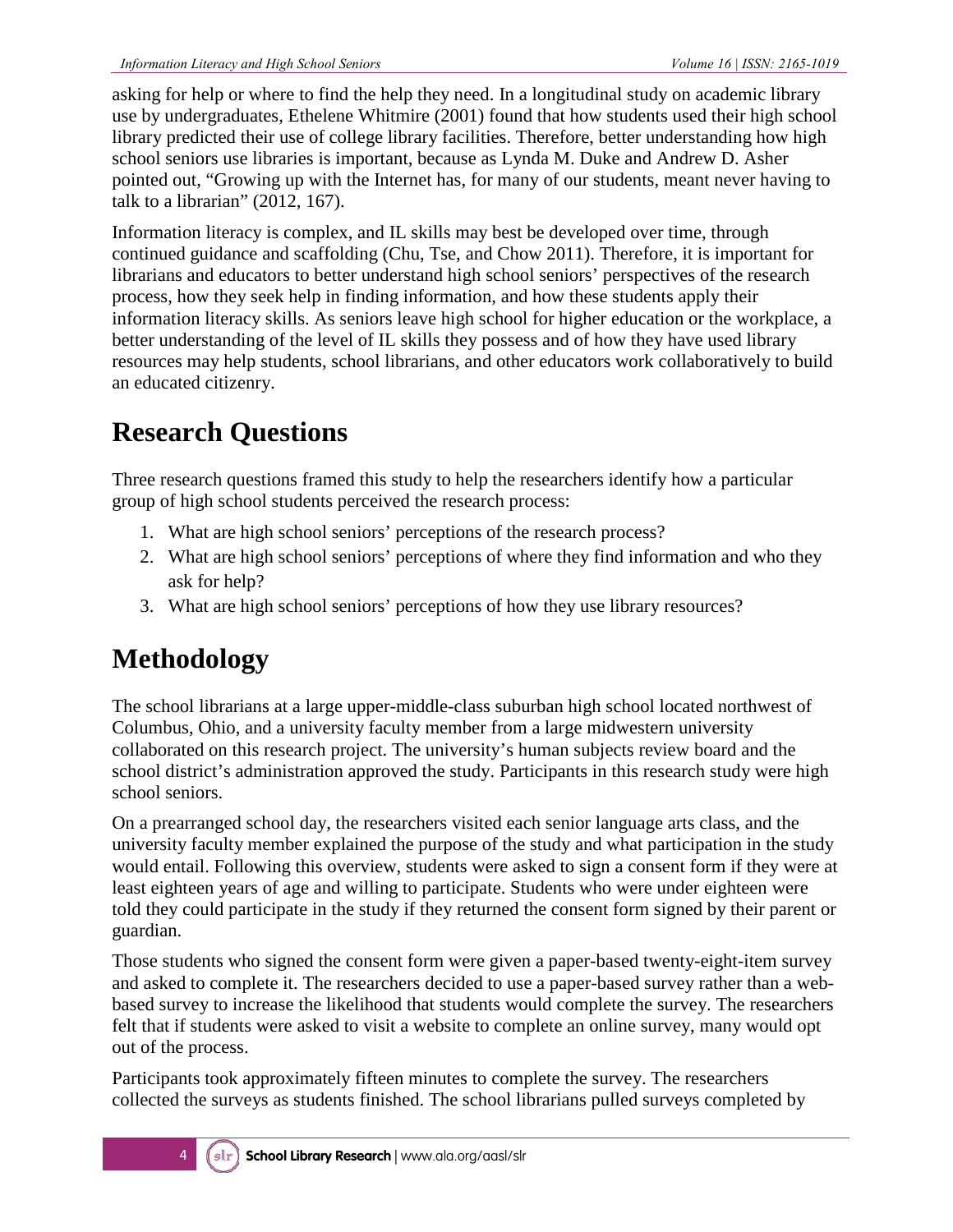asking for help or where to find the help they need. In a longitudinal study on academic library use by undergraduates, Ethelene Whitmire (2001) found that how students used their high school library predicted their use of college library facilities. Therefore, better understanding how high school seniors use libraries is important, because as Lynda M. Duke and Andrew D. Asher pointed out, "Growing up with the Internet has, for many of our students, meant never having to talk to a librarian" (2012, 167).

Information literacy is complex, and IL skills may best be developed over time, through continued guidance and scaffolding (Chu, Tse, and Chow 2011). Therefore, it is important for librarians and educators to better understand high school seniors' perspectives of the research process, how they seek help in finding information, and how these students apply their information literacy skills. As seniors leave high school for higher education or the workplace, a better understanding of the level of IL skills they possess and of how they have used library resources may help students, school librarians, and other educators work collaboratively to build an educated citizenry.

# Research Questions

Three research questions framed this study to help the researchers identify how a particular group of high school students perceived the research process:

1. What are high school seniors' perceptions of the research process?
2. What are high school seniors' perceptions of where they find information and who they ask for help?
3. What are high school seniors' perceptions of how they use library resources?

# Methodology

The school librarians at a large upper-middle-class suburban high school located northwest of Columbus, Ohio, and a university faculty member from a large midwestern university collaborated on this research project. The university's human subjects review board and the school district's administration approved the study. Participants in this research study were high school seniors.

On a prearranged school day, the researchers visited each senior language arts class, and the university faculty member explained the purpose of the study and what participation in the study would entail. Following this overview, students were asked to sign a consent form if they were at least eighteen years of age and willing to participate. Students who were under eighteen were told they could participate in the study if they returned the consent form signed by their parent or guardian.

Those students who signed the consent form were given a paper-based twenty-eight-item survey and asked to complete it. The researchers decided to use a paper-based survey rather than a web-based survey to increase the likelihood that students would complete the survey. The researchers felt that if students were asked to visit a website to complete an online survey, many would opt out of the process.

Participants took approximately fifteen minutes to complete the survey. The researchers collected the surveys as students finished. The school librarians pulled surveys completed by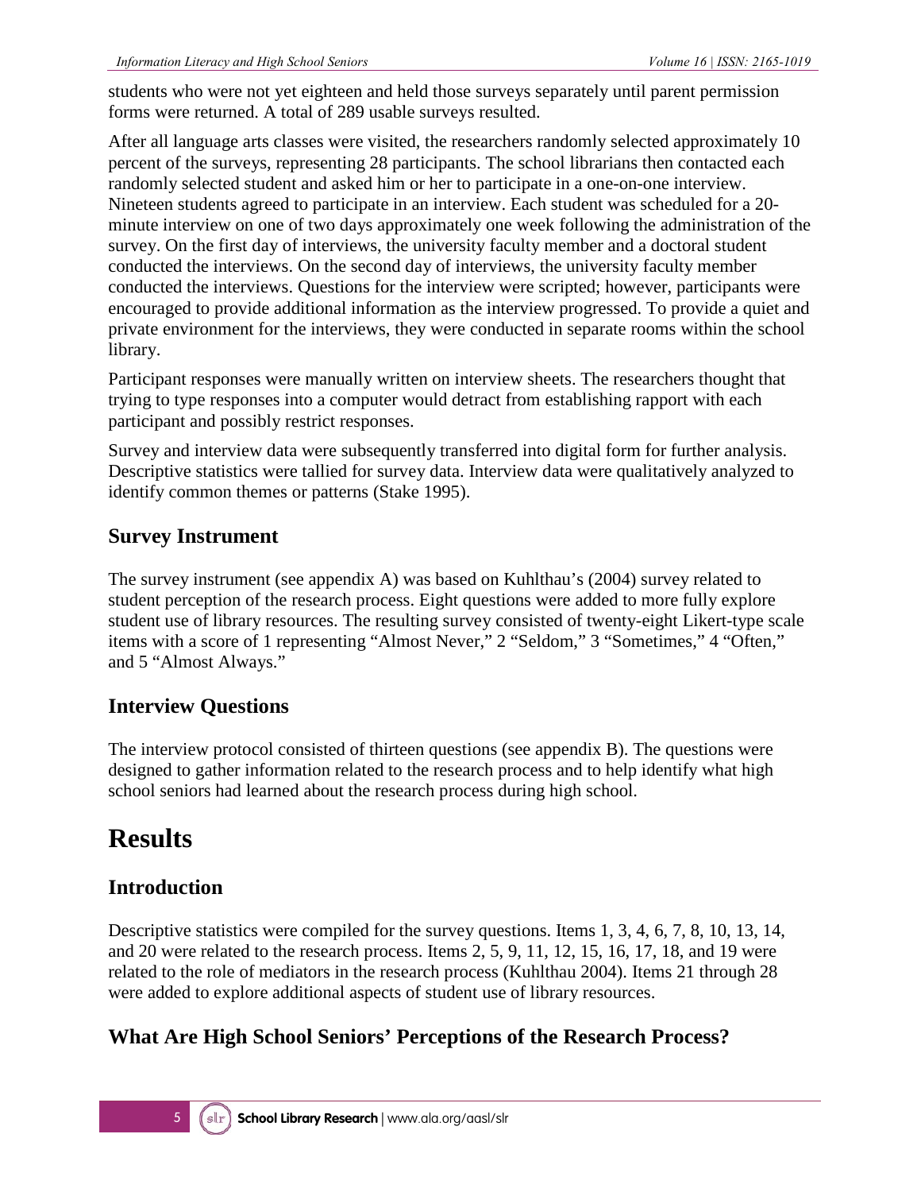students who were not yet eighteen and held those surveys separately until parent permission forms were returned. A total of 289 usable surveys resulted.

After all language arts classes were visited, the researchers randomly selected approximately 10 percent of the surveys, representing 28 participants. The school librarians then contacted each randomly selected student and asked him or her to participate in a one-on-one interview. Nineteen students agreed to participate in an interview. Each student was scheduled for a 20-minute interview on one of two days approximately one week following the administration of the survey. On the first day of interviews, the university faculty member and a doctoral student conducted the interviews. On the second day of interviews, the university faculty member conducted the interviews. Questions for the interview were scripted; however, participants were encouraged to provide additional information as the interview progressed. To provide a quiet and private environment for the interviews, they were conducted in separate rooms within the school library.

Participant responses were manually written on interview sheets. The researchers thought that trying to type responses into a computer would detract from establishing rapport with each participant and possibly restrict responses.

Survey and interview data were subsequently transferred into digital form for further analysis. Descriptive statistics were tallied for survey data. Interview data were qualitatively analyzed to identify common themes or patterns (Stake 1995).

## Survey Instrument

The survey instrument (see appendix A) was based on Kuhlthau's (2004) survey related to student perception of the research process. Eight questions were added to more fully explore student use of library resources. The resulting survey consisted of twenty-eight Likert-type scale items with a score of 1 representing "Almost Never," 2 "Seldom," 3 "Sometimes," 4 "Often," and 5 "Almost Always."

## Interview Questions

The interview protocol consisted of thirteen questions (see appendix B). The questions were designed to gather information related to the research process and to help identify what high school seniors had learned about the research process during high school.

# Results

## Introduction

Descriptive statistics were compiled for the survey questions. Items 1, 3, 4, 6, 7, 8, 10, 13, 14, and 20 were related to the research process. Items 2, 5, 9, 11, 12, 15, 16, 17, 18, and 19 were related to the role of mediators in the research process (Kuhlthau 2004). Items 21 through 28 were added to explore additional aspects of student use of library resources.

## What Are High School Seniors' Perceptions of the Research Process?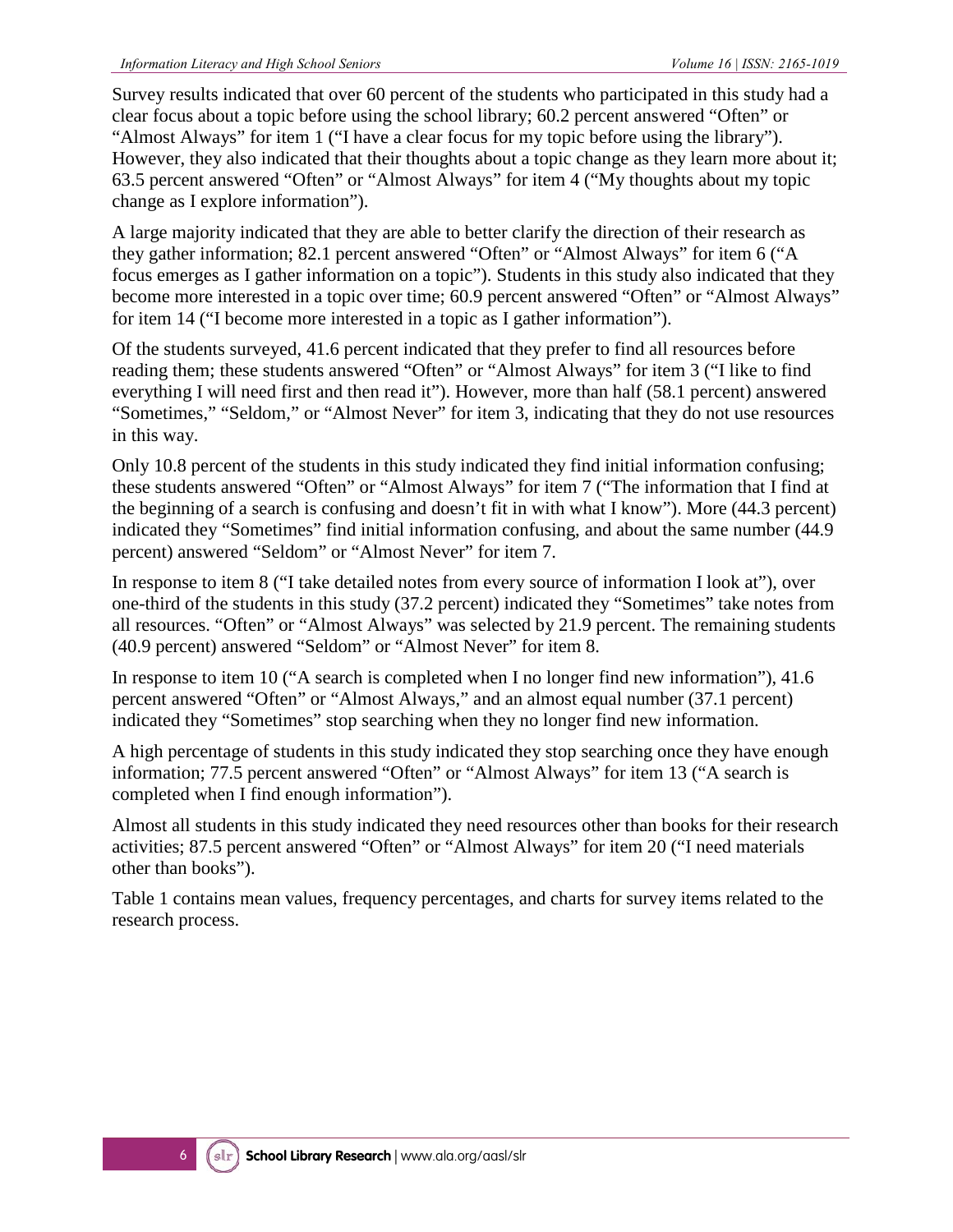Survey results indicated that over 60 percent of the students who participated in this study had a clear focus about a topic before using the school library; 60.2 percent answered "Often" or "Almost Always" for item 1 ("I have a clear focus for my topic before using the library"). However, they also indicated that their thoughts about a topic change as they learn more about it; 63.5 percent answered "Often" or "Almost Always" for item 4 ("My thoughts about my topic change as I explore information").

A large majority indicated that they are able to better clarify the direction of their research as they gather information; 82.1 percent answered "Often" or "Almost Always" for item 6 ("A focus emerges as I gather information on a topic"). Students in this study also indicated that they become more interested in a topic over time; 60.9 percent answered "Often" or "Almost Always" for item 14 ("I become more interested in a topic as I gather information").

Of the students surveyed, 41.6 percent indicated that they prefer to find all resources before reading them; these students answered "Often" or "Almost Always" for item 3 ("I like to find everything I will need first and then read it"). However, more than half (58.1 percent) answered "Sometimes," "Seldom," or "Almost Never" for item 3, indicating that they do not use resources in this way.

Only 10.8 percent of the students in this study indicated they find initial information confusing; these students answered "Often" or "Almost Always" for item 7 ("The information that I find at the beginning of a search is confusing and doesn't fit in with what I know"). More (44.3 percent) indicated they "Sometimes" find initial information confusing, and about the same number (44.9 percent) answered "Seldom" or "Almost Never" for item 7.

In response to item 8 ("I take detailed notes from every source of information I look at"), over one-third of the students in this study (37.2 percent) indicated they "Sometimes" take notes from all resources. "Often" or "Almost Always" was selected by 21.9 percent. The remaining students (40.9 percent) answered "Seldom" or "Almost Never" for item 8.

In response to item 10 ("A search is completed when I no longer find new information"), 41.6 percent answered "Often" or "Almost Always," and an almost equal number (37.1 percent) indicated they "Sometimes" stop searching when they no longer find new information.

A high percentage of students in this study indicated they stop searching once they have enough information; 77.5 percent answered "Often" or "Almost Always" for item 13 ("A search is completed when I find enough information").

Almost all students in this study indicated they need resources other than books for their research activities; 87.5 percent answered "Often" or "Almost Always" for item 20 ("I need materials other than books").

Table 1 contains mean values, frequency percentages, and charts for survey items related to the research process.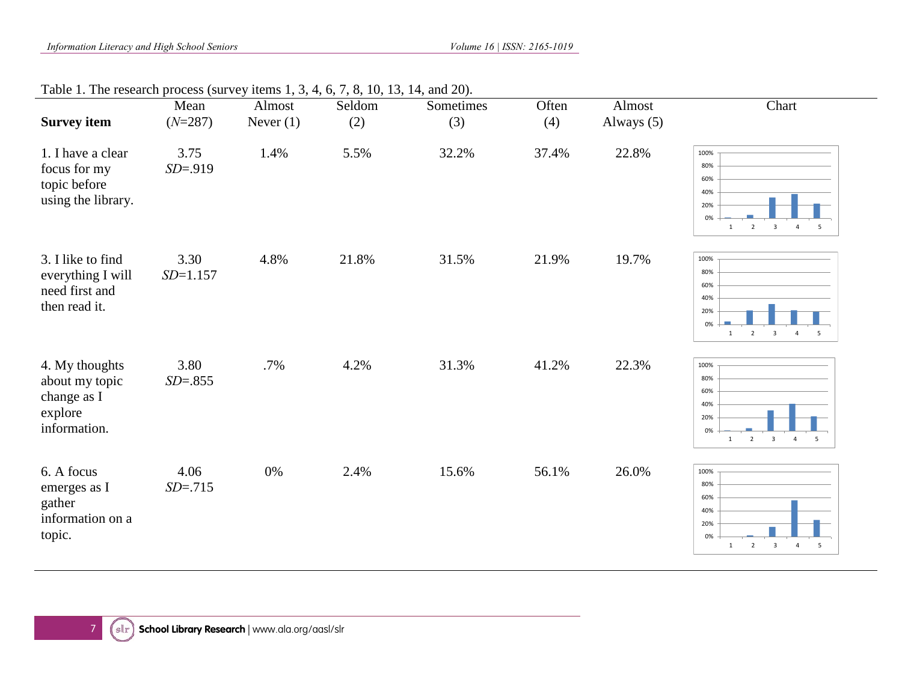Table 1. The research process (survey items 1, 3, 4, 6, 7, 8, 10, 13, 14, and 20).

| Survey item | Mean (*N*=287) | Almost Never (1) | Seldom (2) | Sometimes (3) | Often (4) | Almost Always (5) | Chart |
|---|---|---|---|---|---|---|---|
| 1. I have a clear focus for my topic before using the library. | 3.75 *SD*=.919 | 1.4% | 5.5% | 32.2% | 37.4% | 22.8% | |
| 3. I like to find everything I will need first and then read it. | 3.30 *SD*=1.157 | 4.8% | 21.8% | 31.5% | 21.9% | 19.7% | |
| 4. My thoughts about my topic change as I explore information. | 3.80 *SD*=.855 | .7% | 4.2% | 31.3% | 41.2% | 22.3% | |
| 6. A focus emerges as I gather information on a topic. | 4.06 *SD*=.715 | 0% | 2.4% | 15.6% | 56.1% | 26.0% | |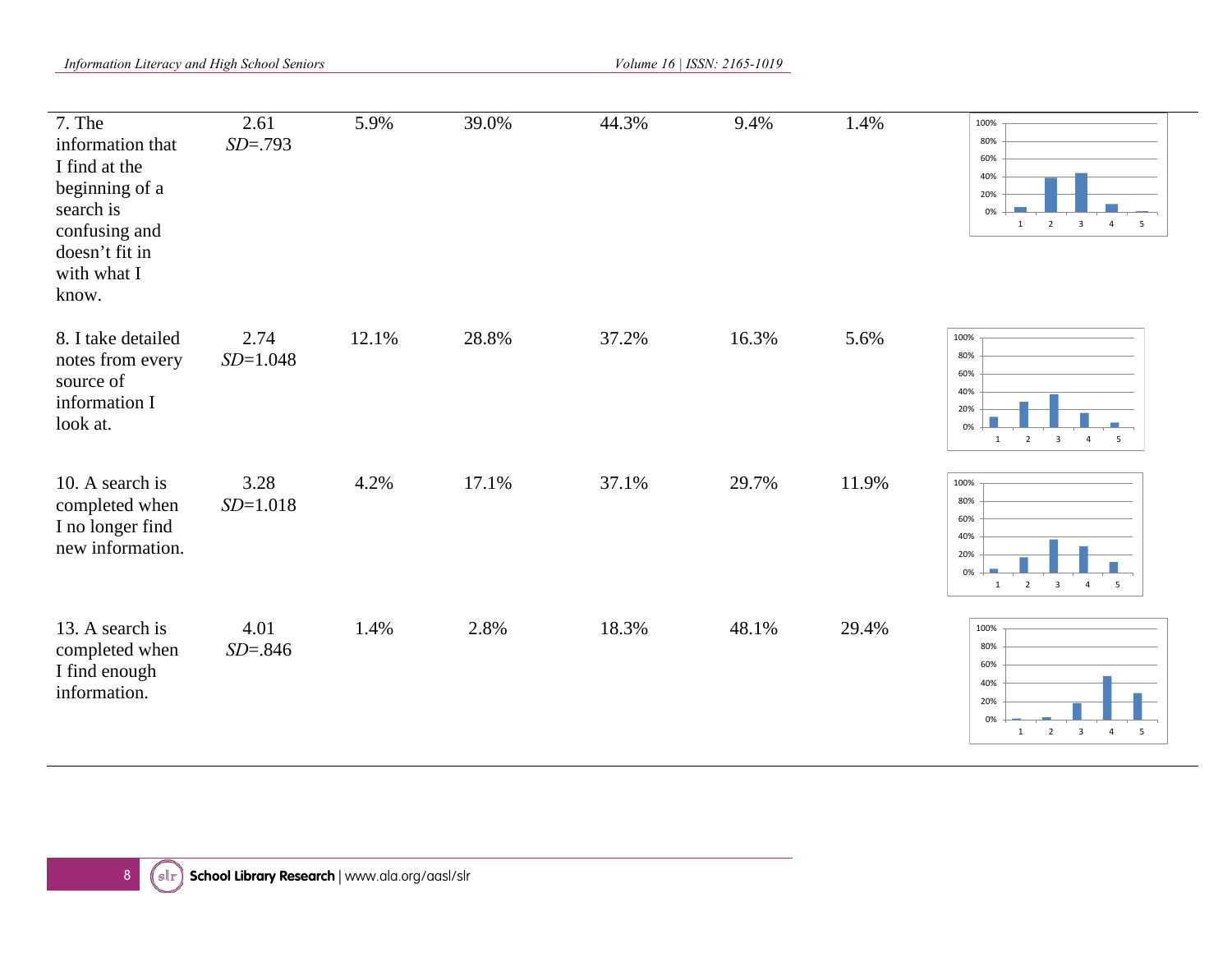| | | | | | | | |
|---|---|---|---|---|---|---|---|
| 7. The information that I find at the beginning of a search is confusing and doesn't fit in with what I know. | 2.61 *SD*=.793 | 5.9% | 39.0% | 44.3% | 9.4% | 1.4% | |
| 8. I take detailed notes from every source of information I look at. | 2.74 *SD*=1.048 | 12.1% | 28.8% | 37.2% | 16.3% | 5.6% | |
| 10. A search is completed when I no longer find new information. | 3.28 *SD*=1.018 | 4.2% | 17.1% | 37.1% | 29.7% | 11.9% | |
| 13. A search is completed when I find enough information. | 4.01 *SD*=.846 | 1.4% | 2.8% | 18.3% | 48.1% | 29.4% | |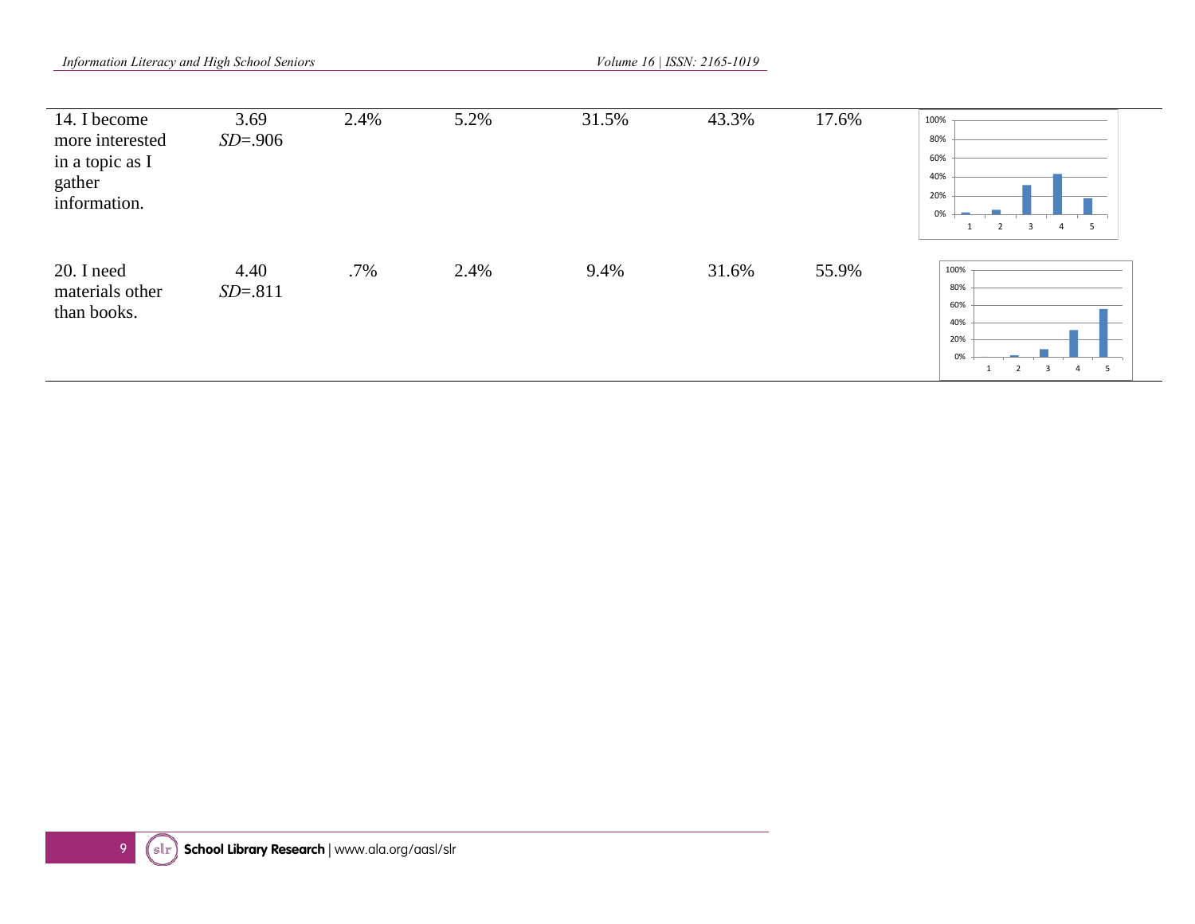| | | | | | | | |
|---|---|---|---|---|---|---|---|
| 14. I become more interested in a topic as I gather information. | 3.69 *SD*=.906 | 2.4% | 5.2% | 31.5% | 43.3% | 17.6% | |
| 20. I need materials other than books. | 4.40 *SD*=.811 | .7% | 2.4% | 9.4% | 31.6% | 55.9% | |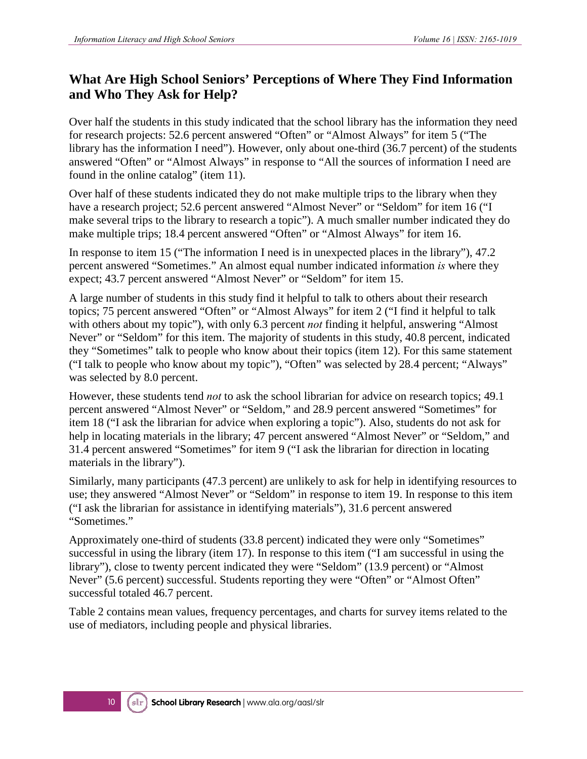## What Are High School Seniors' Perceptions of Where They Find Information and Who They Ask for Help?

Over half the students in this study indicated that the school library has the information they need for research projects: 52.6 percent answered "Often" or "Almost Always" for item 5 ("The library has the information I need"). However, only about one-third (36.7 percent) of the students answered "Often" or "Almost Always" in response to "All the sources of information I need are found in the online catalog" (item 11).

Over half of these students indicated they do not make multiple trips to the library when they have a research project; 52.6 percent answered "Almost Never" or "Seldom" for item 16 ("I make several trips to the library to research a topic"). A much smaller number indicated they do make multiple trips; 18.4 percent answered "Often" or "Almost Always" for item 16.

In response to item 15 ("The information I need is in unexpected places in the library"), 47.2 percent answered "Sometimes." An almost equal number indicated information *is* where they expect; 43.7 percent answered "Almost Never" or "Seldom" for item 15.

A large number of students in this study find it helpful to talk to others about their research topics; 75 percent answered "Often" or "Almost Always" for item 2 ("I find it helpful to talk with others about my topic"), with only 6.3 percent *not* finding it helpful, answering "Almost Never" or "Seldom" for this item. The majority of students in this study, 40.8 percent, indicated they "Sometimes" talk to people who know about their topics (item 12). For this same statement ("I talk to people who know about my topic"), "Often" was selected by 28.4 percent; "Always" was selected by 8.0 percent.

However, these students tend *not* to ask the school librarian for advice on research topics; 49.1 percent answered "Almost Never" or "Seldom," and 28.9 percent answered "Sometimes" for item 18 ("I ask the librarian for advice when exploring a topic"). Also, students do not ask for help in locating materials in the library; 47 percent answered "Almost Never" or "Seldom," and 31.4 percent answered "Sometimes" for item 9 ("I ask the librarian for direction in locating materials in the library").

Similarly, many participants (47.3 percent) are unlikely to ask for help in identifying resources to use; they answered "Almost Never" or "Seldom" in response to item 19. In response to this item ("I ask the librarian for assistance in identifying materials"), 31.6 percent answered "Sometimes."

Approximately one-third of students (33.8 percent) indicated they were only "Sometimes" successful in using the library (item 17). In response to this item ("I am successful in using the library"), close to twenty percent indicated they were "Seldom" (13.9 percent) or "Almost Never" (5.6 percent) successful. Students reporting they were "Often" or "Almost Often" successful totaled 46.7 percent.

Table 2 contains mean values, frequency percentages, and charts for survey items related to the use of mediators, including people and physical libraries.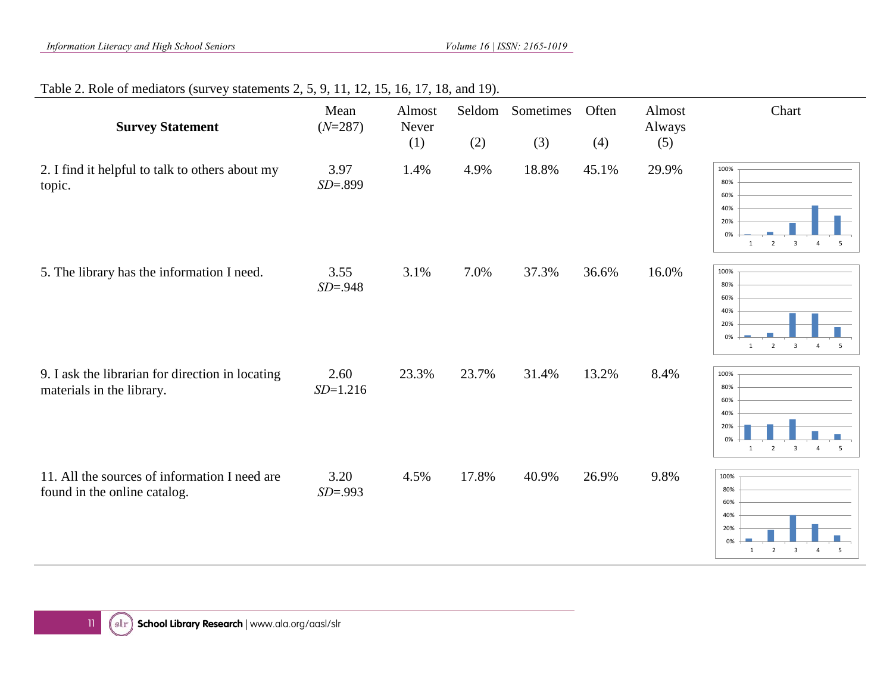Table 2. Role of mediators (survey statements 2, 5, 9, 11, 12, 15, 16, 17, 18, and 19).

| Survey Statement | Mean (*N*=287) | Almost Never (1) | Seldom (2) | Sometimes (3) | Often (4) | Almost Always (5) | Chart |
|---|---|---|---|---|---|---|---|
| 2. I find it helpful to talk to others about my topic. | 3.97 *SD*=.899 | 1.4% | 4.9% | 18.8% | 45.1% | 29.9% | |
| 5. The library has the information I need. | 3.55 *SD*=.948 | 3.1% | 7.0% | 37.3% | 36.6% | 16.0% | |
| 9. I ask the librarian for direction in locating materials in the library. | 2.60 *SD*=1.216 | 23.3% | 23.7% | 31.4% | 13.2% | 8.4% | |
| 11. All the sources of information I need are found in the online catalog. | 3.20 *SD*=.993 | 4.5% | 17.8% | 40.9% | 26.9% | 9.8% | |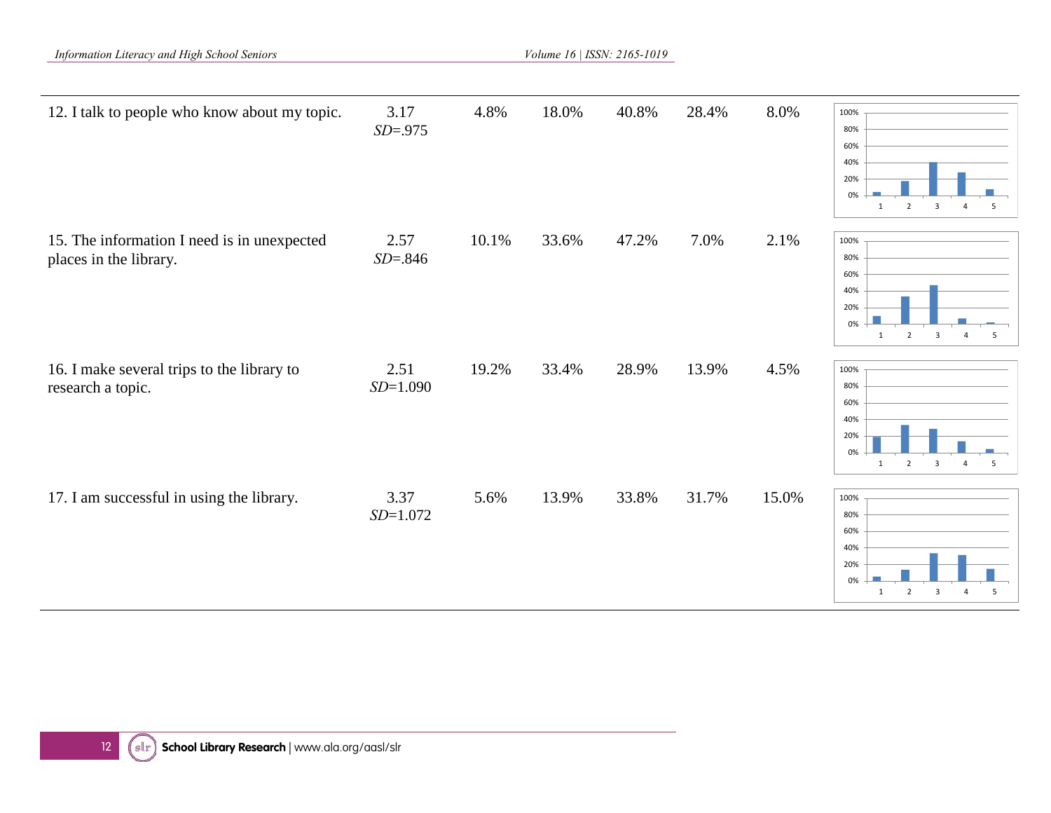| | | | | | | | |
|---|---|---|---|---|---|---|---|
| 12. I talk to people who know about my topic. | 3.17 *SD*=.975 | 4.8% | 18.0% | 40.8% | 28.4% | 8.0% | |
| 15. The information I need is in unexpected places in the library. | 2.57 *SD*=.846 | 10.1% | 33.6% | 47.2% | 7.0% | 2.1% | |
| 16. I make several trips to the library to research a topic. | 2.51 *SD*=1.090 | 19.2% | 33.4% | 28.9% | 13.9% | 4.5% | |
| 17. I am successful in using the library. | 3.37 *SD*=1.072 | 5.6% | 13.9% | 33.8% | 31.7% | 15.0% | |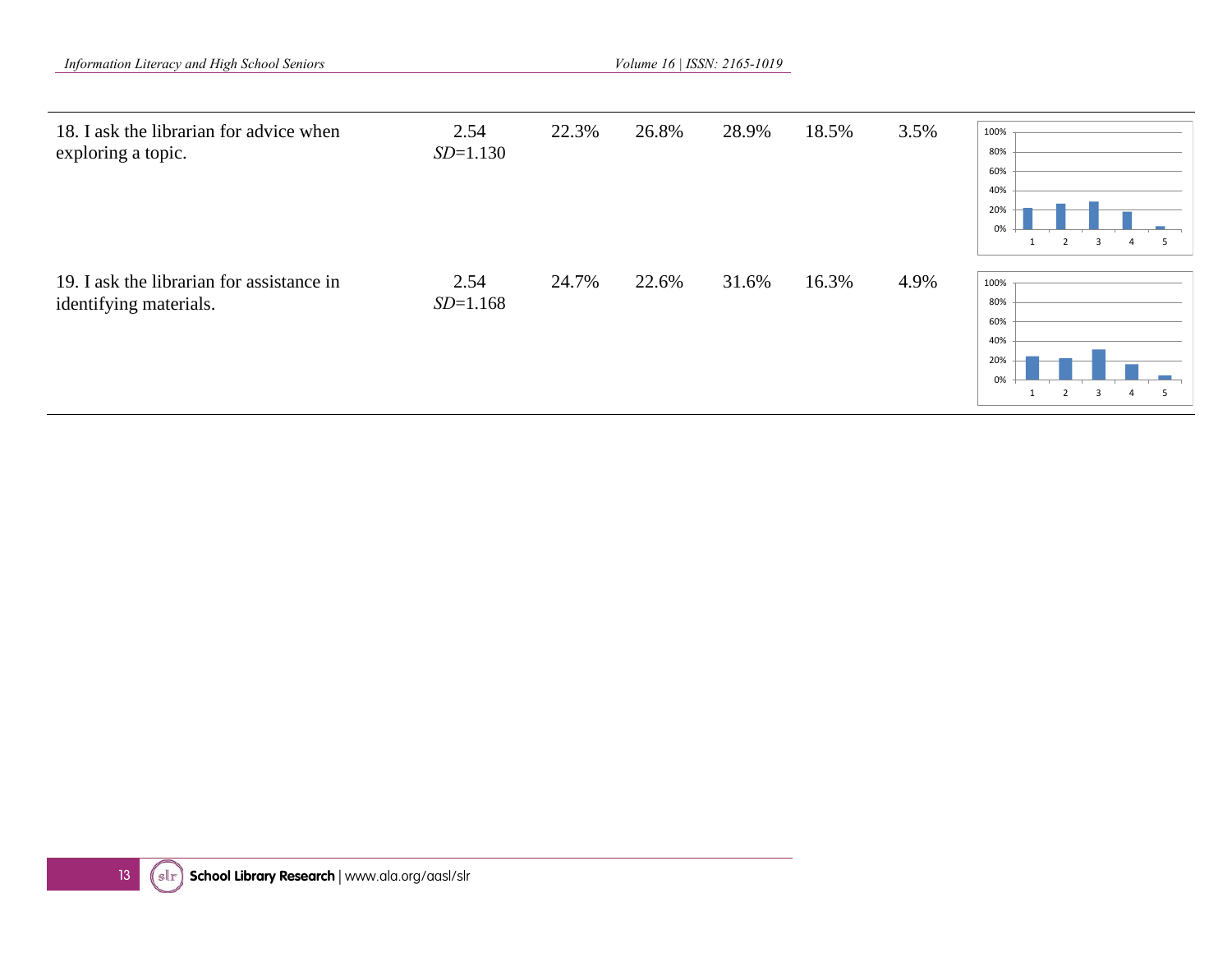| | | | | | | | |
|---|---|---|---|---|---|---|---|
| 18. I ask the librarian for advice when exploring a topic. | 2.54 *SD*=1.130 | 22.3% | 26.8% | 28.9% | 18.5% | 3.5% | |
| 19. I ask the librarian for assistance in identifying materials. | 2.54 *SD*=1.168 | 24.7% | 22.6% | 31.6% | 16.3% | 4.9% | |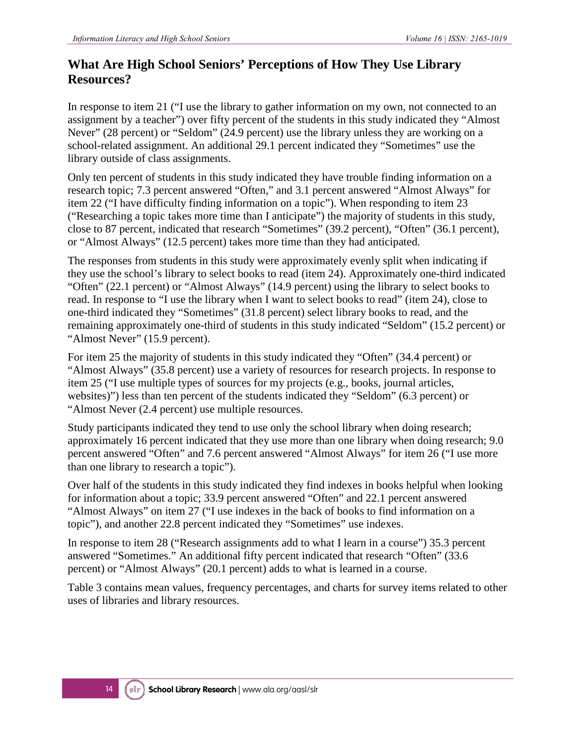## What Are High School Seniors' Perceptions of How They Use Library Resources?

In response to item 21 ("I use the library to gather information on my own, not connected to an assignment by a teacher") over fifty percent of the students in this study indicated they "Almost Never" (28 percent) or "Seldom" (24.9 percent) use the library unless they are working on a school-related assignment. An additional 29.1 percent indicated they "Sometimes" use the library outside of class assignments.

Only ten percent of students in this study indicated they have trouble finding information on a research topic; 7.3 percent answered "Often," and 3.1 percent answered "Almost Always" for item 22 ("I have difficulty finding information on a topic"). When responding to item 23 ("Researching a topic takes more time than I anticipate") the majority of students in this study, close to 87 percent, indicated that research "Sometimes" (39.2 percent), "Often" (36.1 percent), or "Almost Always" (12.5 percent) takes more time than they had anticipated.

The responses from students in this study were approximately evenly split when indicating if they use the school's library to select books to read (item 24). Approximately one-third indicated "Often" (22.1 percent) or "Almost Always" (14.9 percent) using the library to select books to read. In response to "I use the library when I want to select books to read" (item 24), close to one-third indicated they "Sometimes" (31.8 percent) select library books to read, and the remaining approximately one-third of students in this study indicated "Seldom" (15.2 percent) or "Almost Never" (15.9 percent).

For item 25 the majority of students in this study indicated they "Often" (34.4 percent) or "Almost Always" (35.8 percent) use a variety of resources for research projects. In response to item 25 ("I use multiple types of sources for my projects (e.g., books, journal articles, websites)") less than ten percent of the students indicated they "Seldom" (6.3 percent) or "Almost Never (2.4 percent) use multiple resources.

Study participants indicated they tend to use only the school library when doing research; approximately 16 percent indicated that they use more than one library when doing research; 9.0 percent answered "Often" and 7.6 percent answered "Almost Always" for item 26 ("I use more than one library to research a topic").

Over half of the students in this study indicated they find indexes in books helpful when looking for information about a topic; 33.9 percent answered "Often" and 22.1 percent answered "Almost Always" on item 27 ("I use indexes in the back of books to find information on a topic"), and another 22.8 percent indicated they "Sometimes" use indexes.

In response to item 28 ("Research assignments add to what I learn in a course") 35.3 percent answered "Sometimes." An additional fifty percent indicated that research "Often" (33.6 percent) or "Almost Always" (20.1 percent) adds to what is learned in a course.

Table 3 contains mean values, frequency percentages, and charts for survey items related to other uses of libraries and library resources.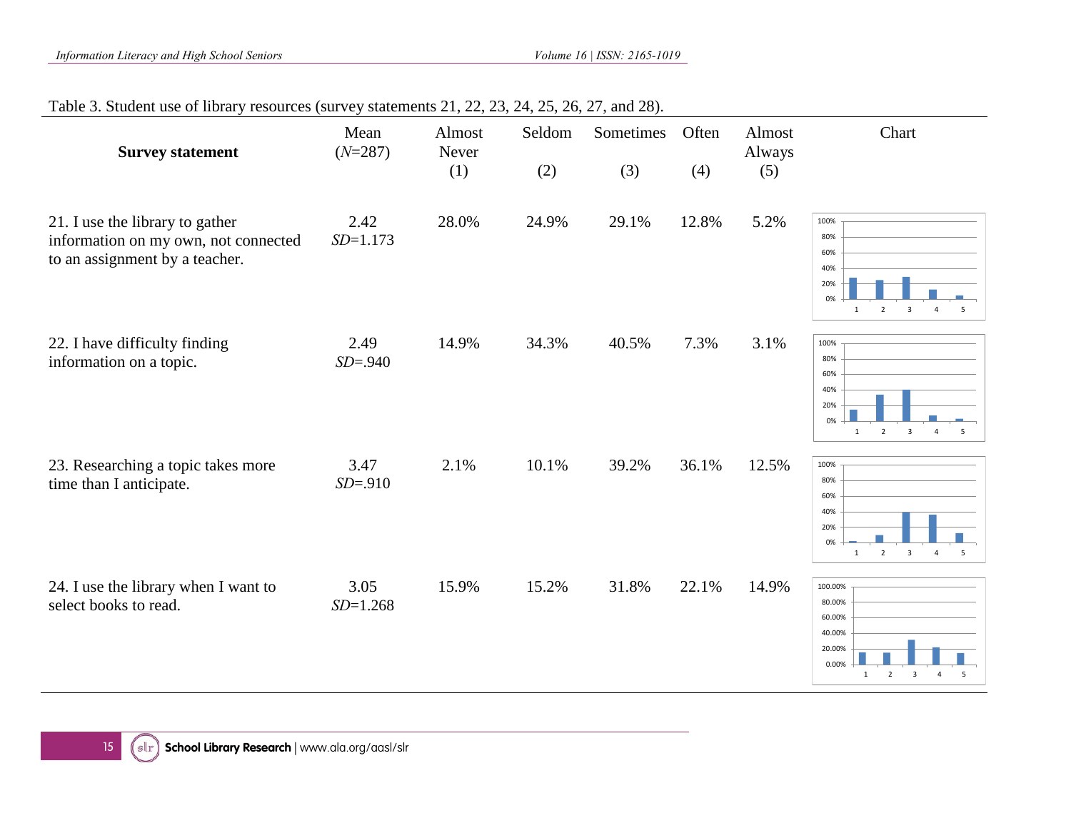Table 3. Student use of library resources (survey statements 21, 22, 23, 24, 25, 26, 27, and 28).

| Survey statement | Mean ($N$=287) | Almost Never (1) | Seldom (2) | Sometimes (3) | Often (4) | Almost Always (5) | Chart |
|---|---|---|---|---|---|---|---|
| 21. I use the library to gather information on my own, not connected to an assignment by a teacher. | 2.42 $SD$=1.173 | 28.0% | 24.9% | 29.1% | 12.8% | 5.2% | |
| 22. I have difficulty finding information on a topic. | 2.49 $SD$=.940 | 14.9% | 34.3% | 40.5% | 7.3% | 3.1% | |
| 23. Researching a topic takes more time than I anticipate. | 3.47 $SD$=.910 | 2.1% | 10.1% | 39.2% | 36.1% | 12.5% | |
| 24. I use the library when I want to select books to read. | 3.05 $SD$=1.268 | 15.9% | 15.2% | 31.8% | 22.1% | 14.9% | |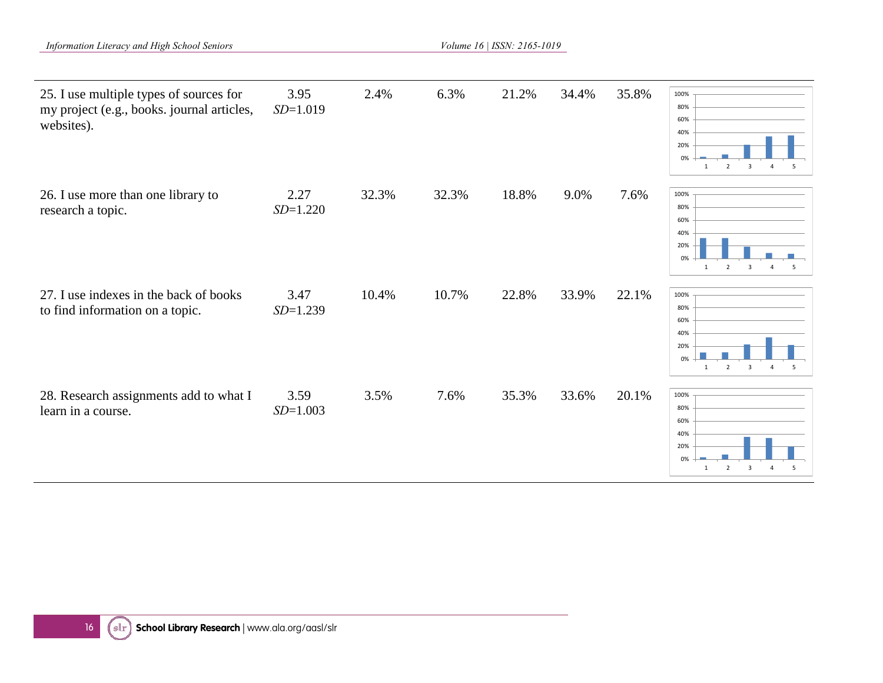| | | | | | | | |
|---|---|---|---|---|---|---|---|
| 25. I use multiple types of sources for my project (e.g., books. journal articles, websites). | 3.95 *SD*=1.019 | 2.4% | 6.3% | 21.2% | 34.4% | 35.8% | |
| 26. I use more than one library to research a topic. | 2.27 *SD*=1.220 | 32.3% | 32.3% | 18.8% | 9.0% | 7.6% | |
| 27. I use indexes in the back of books to find information on a topic. | 3.47 *SD*=1.239 | 10.4% | 10.7% | 22.8% | 33.9% | 22.1% | |
| 28. Research assignments add to what I learn in a course. | 3.59 *SD*=1.003 | 3.5% | 7.6% | 35.3% | 33.6% | 20.1% | |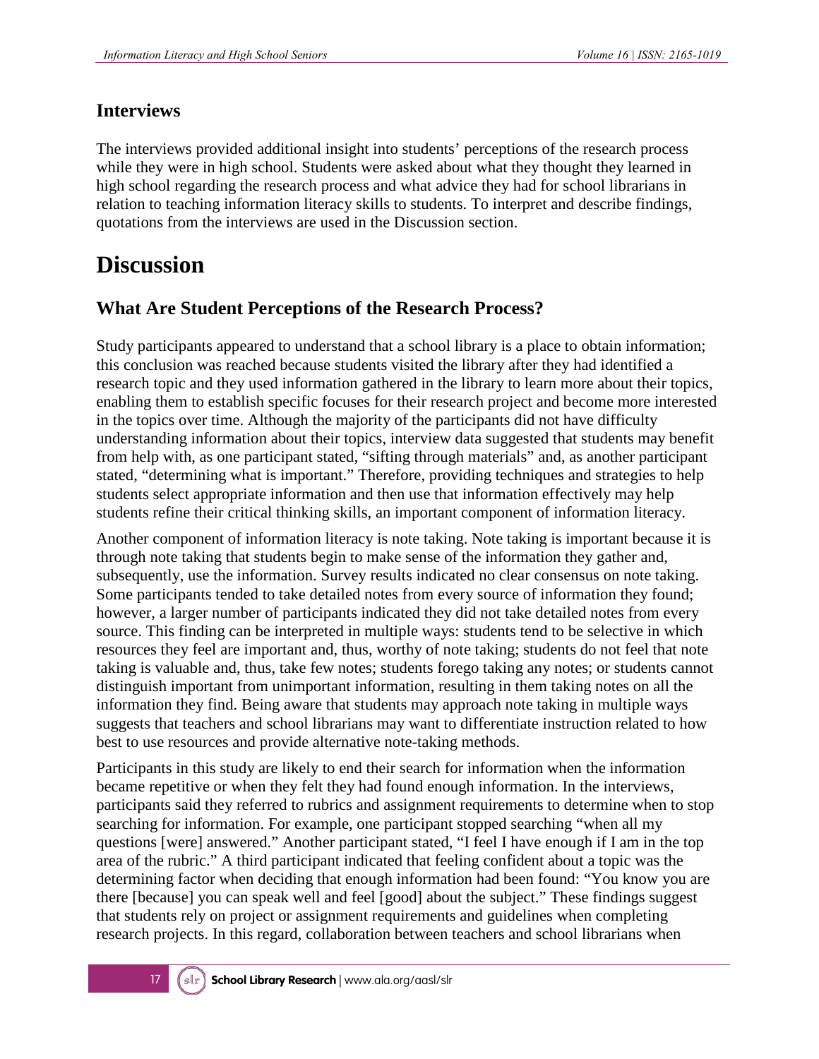## Interviews

The interviews provided additional insight into students' perceptions of the research process while they were in high school. Students were asked about what they thought they learned in high school regarding the research process and what advice they had for school librarians in relation to teaching information literacy skills to students. To interpret and describe findings, quotations from the interviews are used in the Discussion section.

# Discussion

## What Are Student Perceptions of the Research Process?

Study participants appeared to understand that a school library is a place to obtain information; this conclusion was reached because students visited the library after they had identified a research topic and they used information gathered in the library to learn more about their topics, enabling them to establish specific focuses for their research project and become more interested in the topics over time. Although the majority of the participants did not have difficulty understanding information about their topics, interview data suggested that students may benefit from help with, as one participant stated, "sifting through materials" and, as another participant stated, "determining what is important." Therefore, providing techniques and strategies to help students select appropriate information and then use that information effectively may help students refine their critical thinking skills, an important component of information literacy.

Another component of information literacy is note taking. Note taking is important because it is through note taking that students begin to make sense of the information they gather and, subsequently, use the information. Survey results indicated no clear consensus on note taking. Some participants tended to take detailed notes from every source of information they found; however, a larger number of participants indicated they did not take detailed notes from every source. This finding can be interpreted in multiple ways: students tend to be selective in which resources they feel are important and, thus, worthy of note taking; students do not feel that note taking is valuable and, thus, take few notes; students forego taking any notes; or students cannot distinguish important from unimportant information, resulting in them taking notes on all the information they find. Being aware that students may approach note taking in multiple ways suggests that teachers and school librarians may want to differentiate instruction related to how best to use resources and provide alternative note-taking methods.

Participants in this study are likely to end their search for information when the information became repetitive or when they felt they had found enough information. In the interviews, participants said they referred to rubrics and assignment requirements to determine when to stop searching for information. For example, one participant stopped searching "when all my questions [were] answered." Another participant stated, "I feel I have enough if I am in the top area of the rubric." A third participant indicated that feeling confident about a topic was the determining factor when deciding that enough information had been found: "You know you are there [because] you can speak well and feel [good] about the subject." These findings suggest that students rely on project or assignment requirements and guidelines when completing research projects. In this regard, collaboration between teachers and school librarians when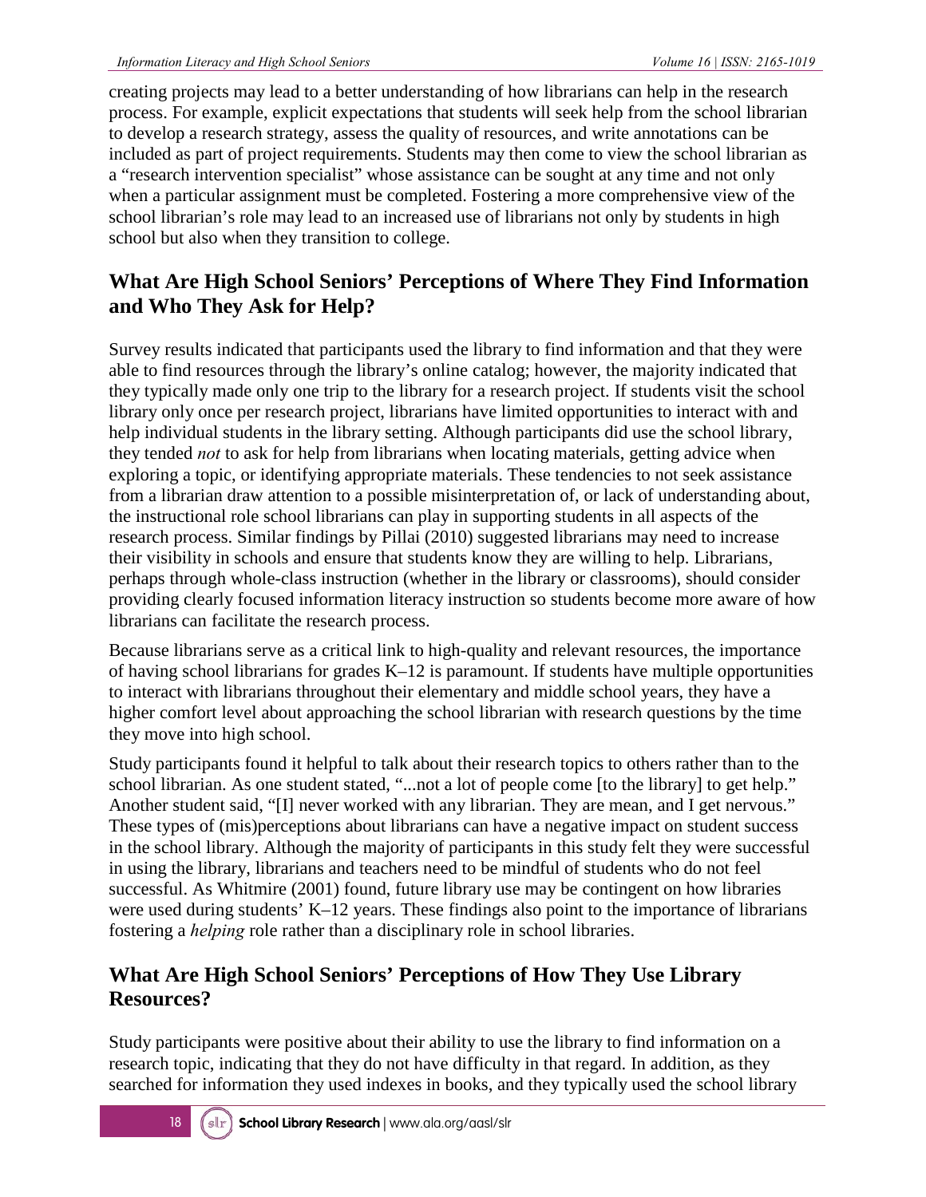creating projects may lead to a better understanding of how librarians can help in the research process. For example, explicit expectations that students will seek help from the school librarian to develop a research strategy, assess the quality of resources, and write annotations can be included as part of project requirements. Students may then come to view the school librarian as a "research intervention specialist" whose assistance can be sought at any time and not only when a particular assignment must be completed. Fostering a more comprehensive view of the school librarian's role may lead to an increased use of librarians not only by students in high school but also when they transition to college.

## What Are High School Seniors' Perceptions of Where They Find Information and Who They Ask for Help?

Survey results indicated that participants used the library to find information and that they were able to find resources through the library's online catalog; however, the majority indicated that they typically made only one trip to the library for a research project. If students visit the school library only once per research project, librarians have limited opportunities to interact with and help individual students in the library setting. Although participants did use the school library, they tended *not* to ask for help from librarians when locating materials, getting advice when exploring a topic, or identifying appropriate materials. These tendencies to not seek assistance from a librarian draw attention to a possible misinterpretation of, or lack of understanding about, the instructional role school librarians can play in supporting students in all aspects of the research process. Similar findings by Pillai (2010) suggested librarians may need to increase their visibility in schools and ensure that students know they are willing to help. Librarians, perhaps through whole-class instruction (whether in the library or classrooms), should consider providing clearly focused information literacy instruction so students become more aware of how librarians can facilitate the research process.

Because librarians serve as a critical link to high-quality and relevant resources, the importance of having school librarians for grades K–12 is paramount. If students have multiple opportunities to interact with librarians throughout their elementary and middle school years, they have a higher comfort level about approaching the school librarian with research questions by the time they move into high school.

Study participants found it helpful to talk about their research topics to others rather than to the school librarian. As one student stated, "...not a lot of people come [to the library] to get help." Another student said, "[I] never worked with any librarian. They are mean, and I get nervous." These types of (mis)perceptions about librarians can have a negative impact on student success in the school library. Although the majority of participants in this study felt they were successful in using the library, librarians and teachers need to be mindful of students who do not feel successful. As Whitmire (2001) found, future library use may be contingent on how libraries were used during students' K–12 years. These findings also point to the importance of librarians fostering a *helping* role rather than a disciplinary role in school libraries.

## What Are High School Seniors' Perceptions of How They Use Library Resources?

Study participants were positive about their ability to use the library to find information on a research topic, indicating that they do not have difficulty in that regard. In addition, as they searched for information they used indexes in books, and they typically used the school library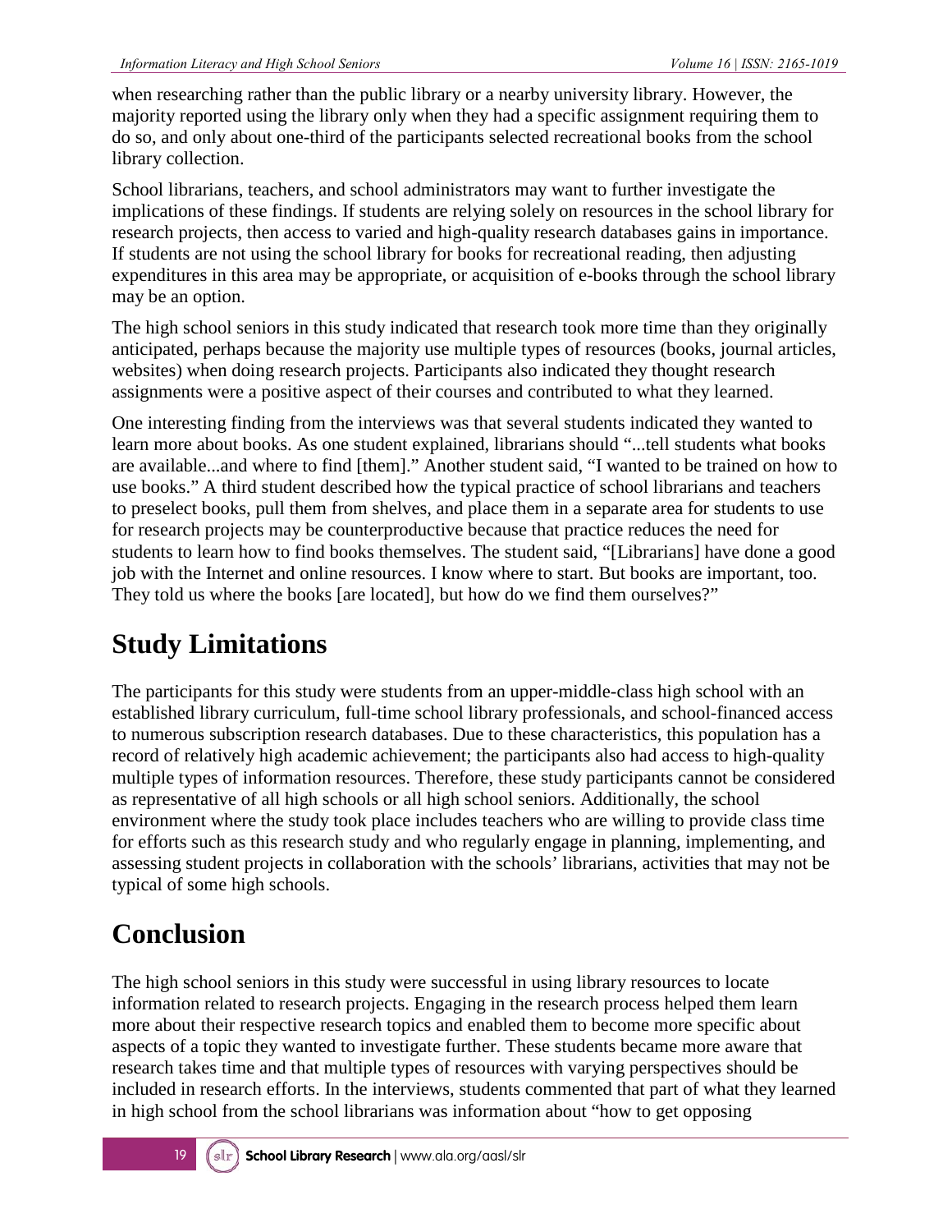when researching rather than the public library or a nearby university library. However, the majority reported using the library only when they had a specific assignment requiring them to do so, and only about one-third of the participants selected recreational books from the school library collection.

School librarians, teachers, and school administrators may want to further investigate the implications of these findings. If students are relying solely on resources in the school library for research projects, then access to varied and high-quality research databases gains in importance. If students are not using the school library for books for recreational reading, then adjusting expenditures in this area may be appropriate, or acquisition of e-books through the school library may be an option.

The high school seniors in this study indicated that research took more time than they originally anticipated, perhaps because the majority use multiple types of resources (books, journal articles, websites) when doing research projects. Participants also indicated they thought research assignments were a positive aspect of their courses and contributed to what they learned.

One interesting finding from the interviews was that several students indicated they wanted to learn more about books. As one student explained, librarians should "...tell students what books are available...and where to find [them]." Another student said, "I wanted to be trained on how to use books." A third student described how the typical practice of school librarians and teachers to preselect books, pull them from shelves, and place them in a separate area for students to use for research projects may be counterproductive because that practice reduces the need for students to learn how to find books themselves. The student said, "[Librarians] have done a good job with the Internet and online resources. I know where to start. But books are important, too. They told us where the books [are located], but how do we find them ourselves?"

# Study Limitations

The participants for this study were students from an upper-middle-class high school with an established library curriculum, full-time school library professionals, and school-financed access to numerous subscription research databases. Due to these characteristics, this population has a record of relatively high academic achievement; the participants also had access to high-quality multiple types of information resources. Therefore, these study participants cannot be considered as representative of all high schools or all high school seniors. Additionally, the school environment where the study took place includes teachers who are willing to provide class time for efforts such as this research study and who regularly engage in planning, implementing, and assessing student projects in collaboration with the schools' librarians, activities that may not be typical of some high schools.

# Conclusion

The high school seniors in this study were successful in using library resources to locate information related to research projects. Engaging in the research process helped them learn more about their respective research topics and enabled them to become more specific about aspects of a topic they wanted to investigate further. These students became more aware that research takes time and that multiple types of resources with varying perspectives should be included in research efforts. In the interviews, students commented that part of what they learned in high school from the school librarians was information about "how to get opposing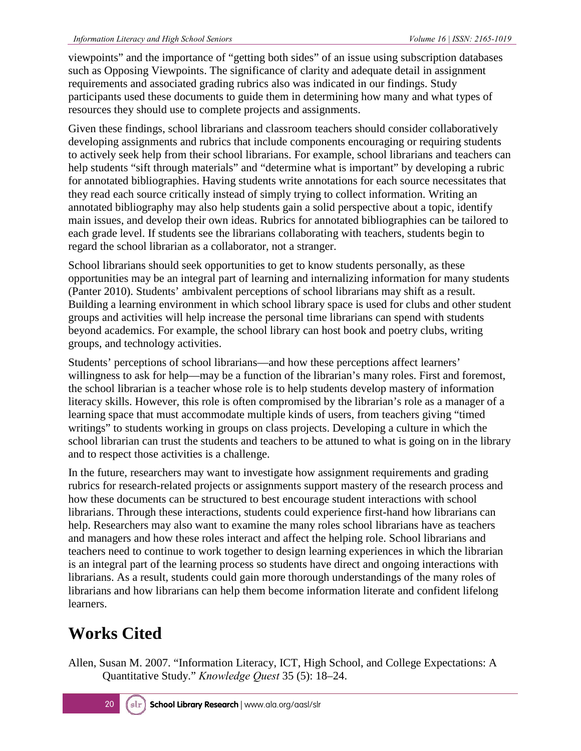viewpoints" and the importance of "getting both sides" of an issue using subscription databases such as Opposing Viewpoints. The significance of clarity and adequate detail in assignment requirements and associated grading rubrics also was indicated in our findings. Study participants used these documents to guide them in determining how many and what types of resources they should use to complete projects and assignments.

Given these findings, school librarians and classroom teachers should consider collaboratively developing assignments and rubrics that include components encouraging or requiring students to actively seek help from their school librarians. For example, school librarians and teachers can help students "sift through materials" and "determine what is important" by developing a rubric for annotated bibliographies. Having students write annotations for each source necessitates that they read each source critically instead of simply trying to collect information. Writing an annotated bibliography may also help students gain a solid perspective about a topic, identify main issues, and develop their own ideas. Rubrics for annotated bibliographies can be tailored to each grade level. If students see the librarians collaborating with teachers, students begin to regard the school librarian as a collaborator, not a stranger.

School librarians should seek opportunities to get to know students personally, as these opportunities may be an integral part of learning and internalizing information for many students (Panter 2010). Students' ambivalent perceptions of school librarians may shift as a result. Building a learning environment in which school library space is used for clubs and other student groups and activities will help increase the personal time librarians can spend with students beyond academics. For example, the school library can host book and poetry clubs, writing groups, and technology activities.

Students' perceptions of school librarians—and how these perceptions affect learners' willingness to ask for help—may be a function of the librarian's many roles. First and foremost, the school librarian is a teacher whose role is to help students develop mastery of information literacy skills. However, this role is often compromised by the librarian's role as a manager of a learning space that must accommodate multiple kinds of users, from teachers giving "timed writings" to students working in groups on class projects. Developing a culture in which the school librarian can trust the students and teachers to be attuned to what is going on in the library and to respect those activities is a challenge.

In the future, researchers may want to investigate how assignment requirements and grading rubrics for research-related projects or assignments support mastery of the research process and how these documents can be structured to best encourage student interactions with school librarians. Through these interactions, students could experience first-hand how librarians can help. Researchers may also want to examine the many roles school librarians have as teachers and managers and how these roles interact and affect the helping role. School librarians and teachers need to continue to work together to design learning experiences in which the librarian is an integral part of the learning process so students have direct and ongoing interactions with librarians. As a result, students could gain more thorough understandings of the many roles of librarians and how librarians can help them become information literate and confident lifelong learners.

# Works Cited

Allen, Susan M. 2007. "Information Literacy, ICT, High School, and College Expectations: A Quantitative Study." *Knowledge Quest* 35 (5): 18–24.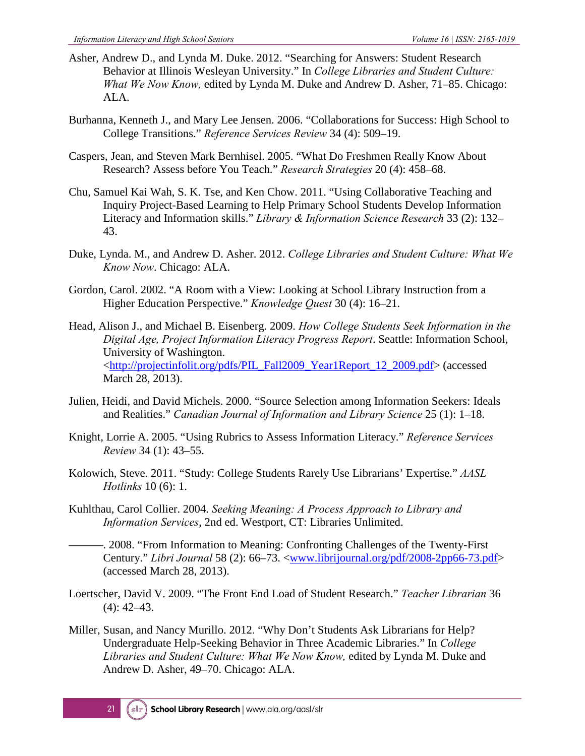Asher, Andrew D., and Lynda M. Duke. 2012. "Searching for Answers: Student Research Behavior at Illinois Wesleyan University." In *College Libraries and Student Culture: What We Now Know,* edited by Lynda M. Duke and Andrew D. Asher, 71–85. Chicago: ALA.

Burhanna, Kenneth J., and Mary Lee Jensen. 2006. "Collaborations for Success: High School to College Transitions." *Reference Services Review* 34 (4): 509–19.

Caspers, Jean, and Steven Mark Bernhisel. 2005. "What Do Freshmen Really Know About Research? Assess before You Teach." *Research Strategies* 20 (4): 458–68.

Chu, Samuel Kai Wah, S. K. Tse, and Ken Chow. 2011. "Using Collaborative Teaching and Inquiry Project-Based Learning to Help Primary School Students Develop Information Literacy and Information skills." *Library & Information Science Research* 33 (2): 132–43.

Duke, Lynda. M., and Andrew D. Asher. 2012. *College Libraries and Student Culture: What We Know Now*. Chicago: ALA.

Gordon, Carol. 2002. "A Room with a View: Looking at School Library Instruction from a Higher Education Perspective." *Knowledge Quest* 30 (4): 16–21.

Head, Alison J., and Michael B. Eisenberg. 2009. *How College Students Seek Information in the Digital Age, Project Information Literacy Progress Report*. Seattle: Information School, University of Washington. <http://projectinfolit.org/pdfs/PIL_Fall2009_Year1Report_12_2009.pdf> (accessed March 28, 2013).

Julien, Heidi, and David Michels. 2000. "Source Selection among Information Seekers: Ideals and Realities." *Canadian Journal of Information and Library Science* 25 (1): 1–18.

Knight, Lorrie A. 2005. "Using Rubrics to Assess Information Literacy." *Reference Services Review* 34 (1): 43–55.

Kolowich, Steve. 2011. "Study: College Students Rarely Use Librarians' Expertise." *AASL Hotlinks* 10 (6): 1.

Kuhlthau, Carol Collier. 2004. *Seeking Meaning: A Process Approach to Library and Information Services*, 2nd ed. Westport, CT: Libraries Unlimited.

———. 2008. "From Information to Meaning: Confronting Challenges of the Twenty-First Century." *Libri Journal* 58 (2): 66–73. <www.librijournal.org/pdf/2008-2pp66-73.pdf> (accessed March 28, 2013).

Loertscher, David V. 2009. "The Front End Load of Student Research." *Teacher Librarian* 36 (4): 42–43.

Miller, Susan, and Nancy Murillo. 2012. "Why Don't Students Ask Librarians for Help? Undergraduate Help-Seeking Behavior in Three Academic Libraries." In *College Libraries and Student Culture: What We Now Know,* edited by Lynda M. Duke and Andrew D. Asher, 49–70. Chicago: ALA.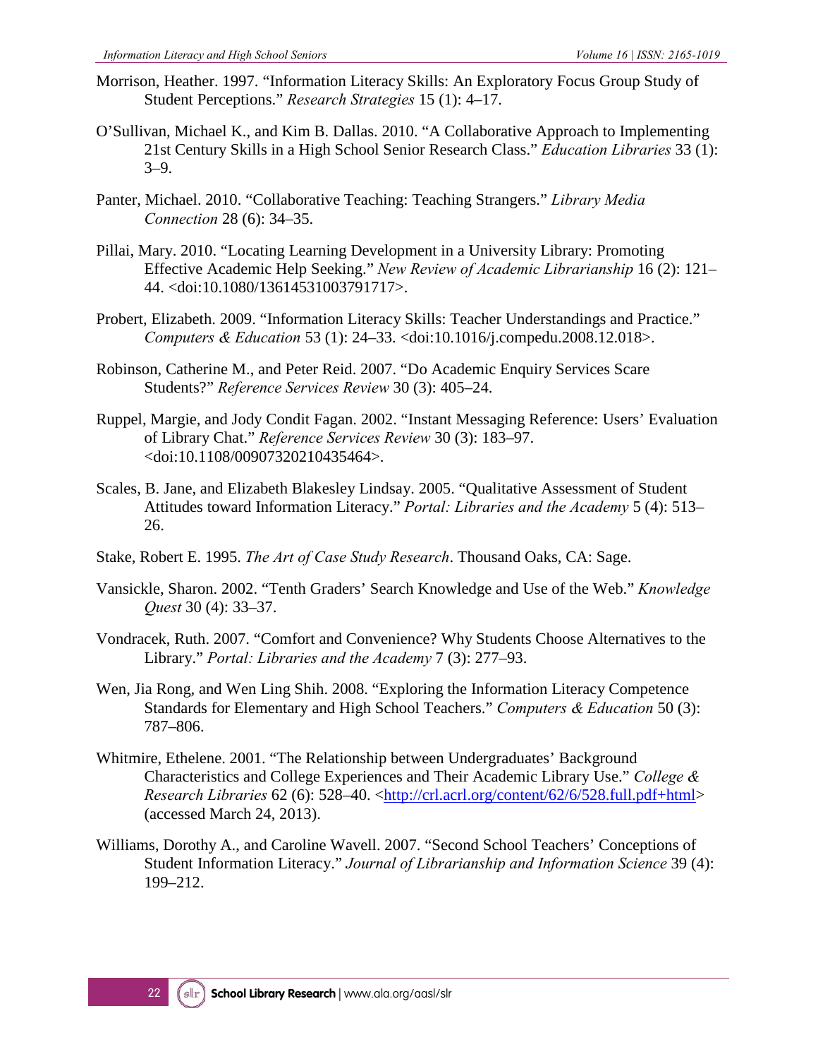Morrison, Heather. 1997. "Information Literacy Skills: An Exploratory Focus Group Study of Student Perceptions." *Research Strategies* 15 (1): 4–17.

O'Sullivan, Michael K., and Kim B. Dallas. 2010. "A Collaborative Approach to Implementing 21st Century Skills in a High School Senior Research Class." *Education Libraries* 33 (1): 3–9.

Panter, Michael. 2010. "Collaborative Teaching: Teaching Strangers." *Library Media Connection* 28 (6): 34–35.

Pillai, Mary. 2010. "Locating Learning Development in a University Library: Promoting Effective Academic Help Seeking." *New Review of Academic Librarianship* 16 (2): 121–44. <doi:10.1080/13614531003791717>.

Probert, Elizabeth. 2009. "Information Literacy Skills: Teacher Understandings and Practice." *Computers & Education* 53 (1): 24–33. <doi:10.1016/j.compedu.2008.12.018>.

Robinson, Catherine M., and Peter Reid. 2007. "Do Academic Enquiry Services Scare Students?" *Reference Services Review* 30 (3): 405–24.

Ruppel, Margie, and Jody Condit Fagan. 2002. "Instant Messaging Reference: Users' Evaluation of Library Chat." *Reference Services Review* 30 (3): 183–97. <doi:10.1108/00907320210435464>.

Scales, B. Jane, and Elizabeth Blakesley Lindsay. 2005. "Qualitative Assessment of Student Attitudes toward Information Literacy." *Portal: Libraries and the Academy* 5 (4): 513–26.

Stake, Robert E. 1995. *The Art of Case Study Research*. Thousand Oaks, CA: Sage.

Vansickle, Sharon. 2002. "Tenth Graders' Search Knowledge and Use of the Web." *Knowledge Quest* 30 (4): 33–37.

Vondracek, Ruth. 2007. "Comfort and Convenience? Why Students Choose Alternatives to the Library." *Portal: Libraries and the Academy* 7 (3): 277–93.

Wen, Jia Rong, and Wen Ling Shih. 2008. "Exploring the Information Literacy Competence Standards for Elementary and High School Teachers." *Computers & Education* 50 (3): 787–806.

Whitmire, Ethelene. 2001. "The Relationship between Undergraduates' Background Characteristics and College Experiences and Their Academic Library Use." *College & Research Libraries* 62 (6): 528–40. <http://crl.acrl.org/content/62/6/528.full.pdf+html> (accessed March 24, 2013).

Williams, Dorothy A., and Caroline Wavell. 2007. "Second School Teachers' Conceptions of Student Information Literacy." *Journal of Librarianship and Information Science* 39 (4): 199–212.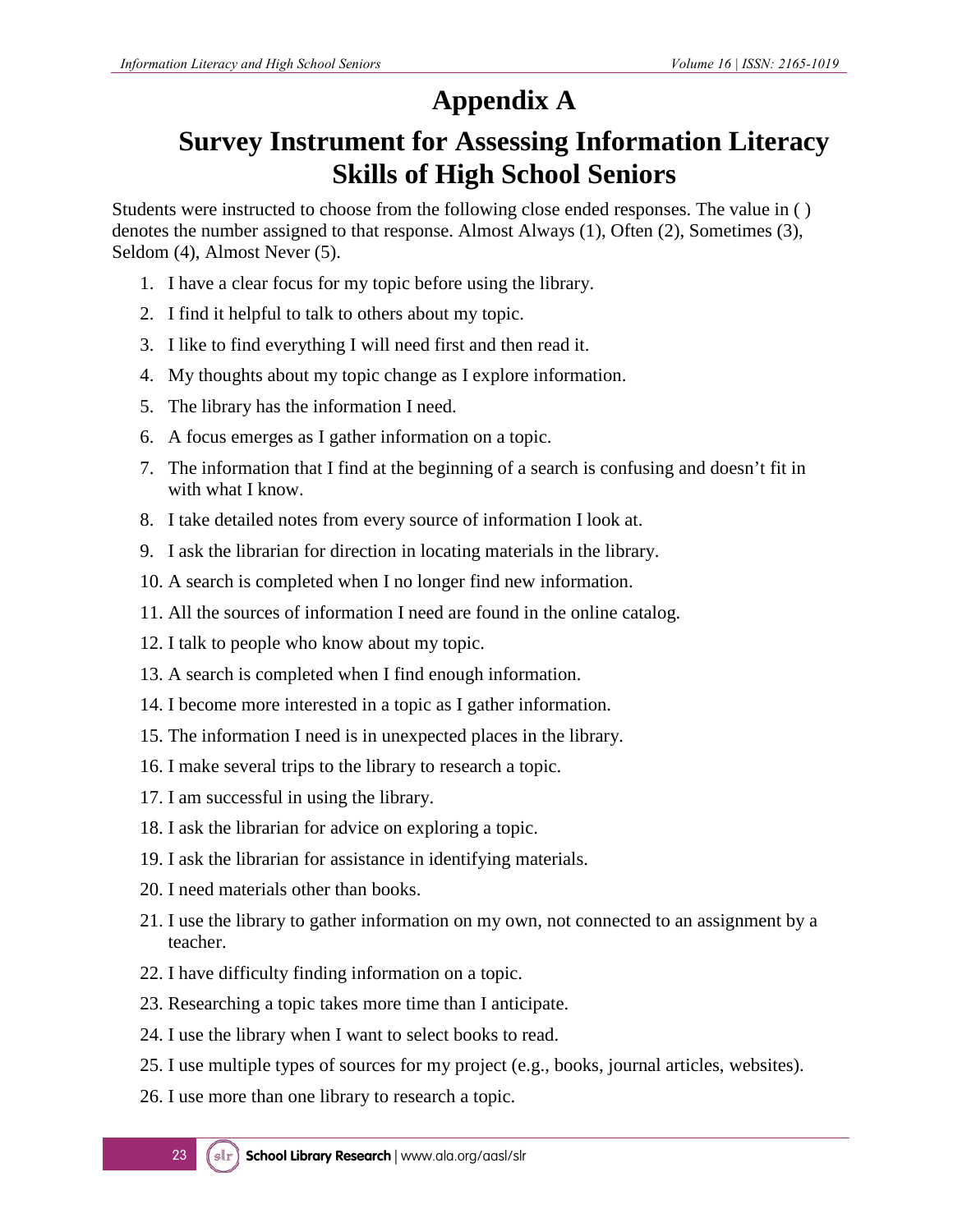# Appendix A

# Survey Instrument for Assessing Information Literacy Skills of High School Seniors

Students were instructed to choose from the following close ended responses. The value in ( ) denotes the number assigned to that response. Almost Always (1), Often (2), Sometimes (3), Seldom (4), Almost Never (5).

1. I have a clear focus for my topic before using the library.
2. I find it helpful to talk to others about my topic.
3. I like to find everything I will need first and then read it.
4. My thoughts about my topic change as I explore information.
5. The library has the information I need.
6. A focus emerges as I gather information on a topic.
7. The information that I find at the beginning of a search is confusing and doesn't fit in with what I know.
8. I take detailed notes from every source of information I look at.
9. I ask the librarian for direction in locating materials in the library.
10. A search is completed when I no longer find new information.
11. All the sources of information I need are found in the online catalog.
12. I talk to people who know about my topic.
13. A search is completed when I find enough information.
14. I become more interested in a topic as I gather information.
15. The information I need is in unexpected places in the library.
16. I make several trips to the library to research a topic.
17. I am successful in using the library.
18. I ask the librarian for advice on exploring a topic.
19. I ask the librarian for assistance in identifying materials.
20. I need materials other than books.
21. I use the library to gather information on my own, not connected to an assignment by a teacher.
22. I have difficulty finding information on a topic.
23. Researching a topic takes more time than I anticipate.
24. I use the library when I want to select books to read.
25. I use multiple types of sources for my project (e.g., books, journal articles, websites).
26. I use more than one library to research a topic.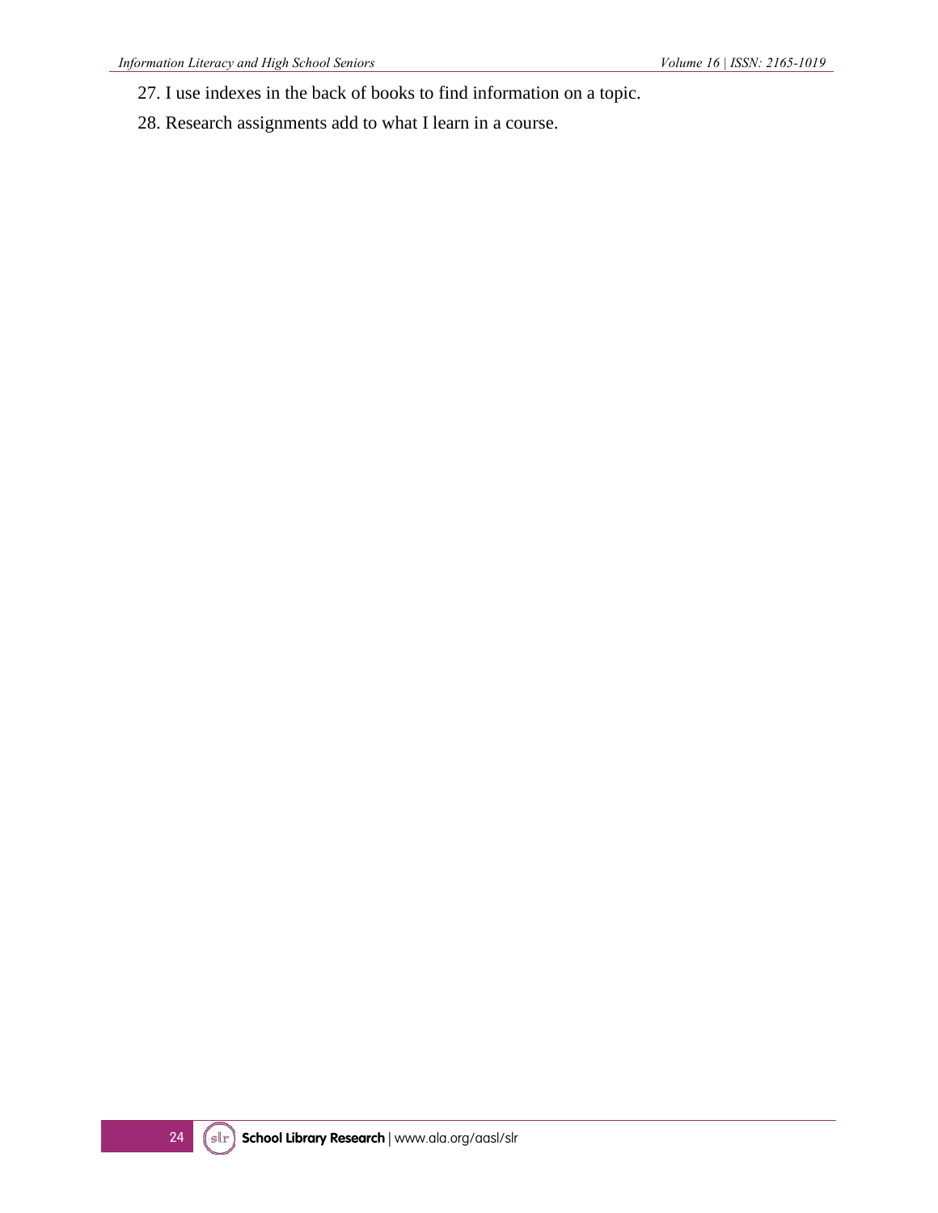27. I use indexes in the back of books to find information on a topic.
28. Research assignments add to what I learn in a course.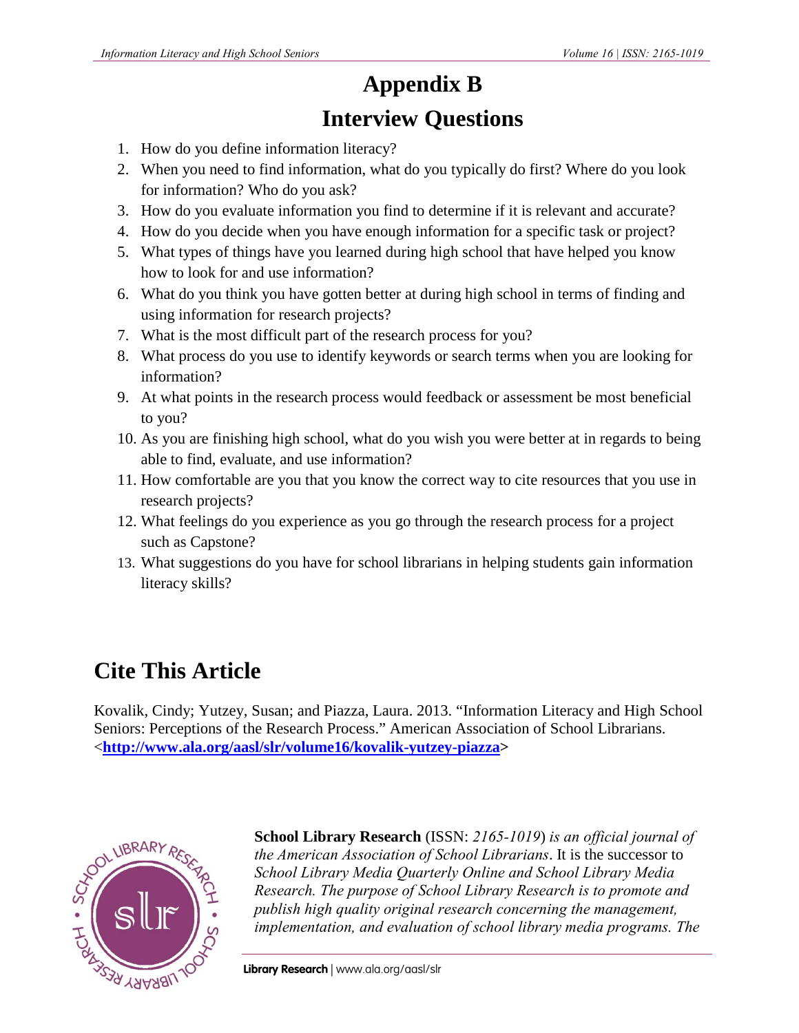# Appendix B

## Interview Questions

1. How do you define information literacy?
2. When you need to find information, what do you typically do first? Where do you look for information? Who do you ask?
3. How do you evaluate information you find to determine if it is relevant and accurate?
4. How do you decide when you have enough information for a specific task or project?
5. What types of things have you learned during high school that have helped you know how to look for and use information?
6. What do you think you have gotten better at during high school in terms of finding and using information for research projects?
7. What is the most difficult part of the research process for you?
8. What process do you use to identify keywords or search terms when you are looking for information?
9. At what points in the research process would feedback or assessment be most beneficial to you?
10. As you are finishing high school, what do you wish you were better at in regards to being able to find, evaluate, and use information?
11. How comfortable are you that you know the correct way to cite resources that you use in research projects?
12. What feelings do you experience as you go through the research process for a project such as Capstone?
13. What suggestions do you have for school librarians in helping students gain information literacy skills?

# Cite This Article

Kovalik, Cindy; Yutzey, Susan; and Piazza, Laura. 2013. "Information Literacy and High School Seniors: Perceptions of the Research Process." American Association of School Librarians. <**http://www.ala.org/aasl/slr/volume16/kovalik-yutzey-piazza**>

**School Library Research** (ISSN: *2165-1019*) *is an official journal of the American Association of School Librarians*. It is the successor to *School Library Media Quarterly Online and School Library Media Research. The purpose of School Library Research is to promote and publish high quality original research concerning the management, implementation, and evaluation of school library media programs. The*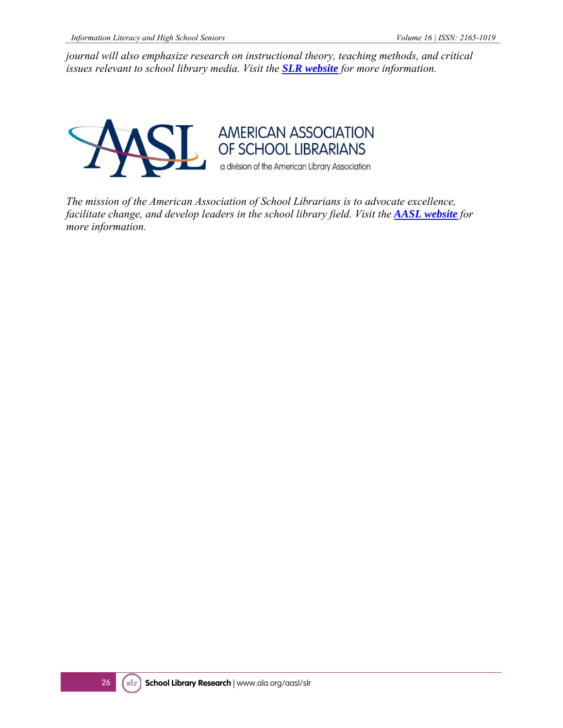*journal will also emphasize research on instructional theory, teaching methods, and critical issues relevant to school library media. Visit the* ***SLR website*** *for more information.*

AMERICAN ASSOCIATION OF SCHOOL LIBRARIANS
a division of the American Library Association

*The mission of the American Association of School Librarians is to advocate excellence, facilitate change, and develop leaders in the school library field. Visit the* ***AASL website*** *for more information.*